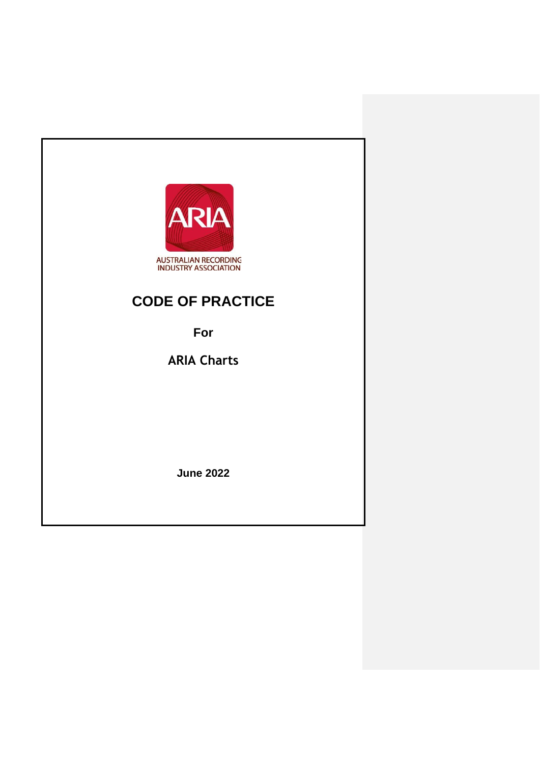AUSTRALIAN RECORDING INDUSTRY ASSOCIATION

# CODE OF PRACTICE

**For**

**ARIA Charts**

**June 2022**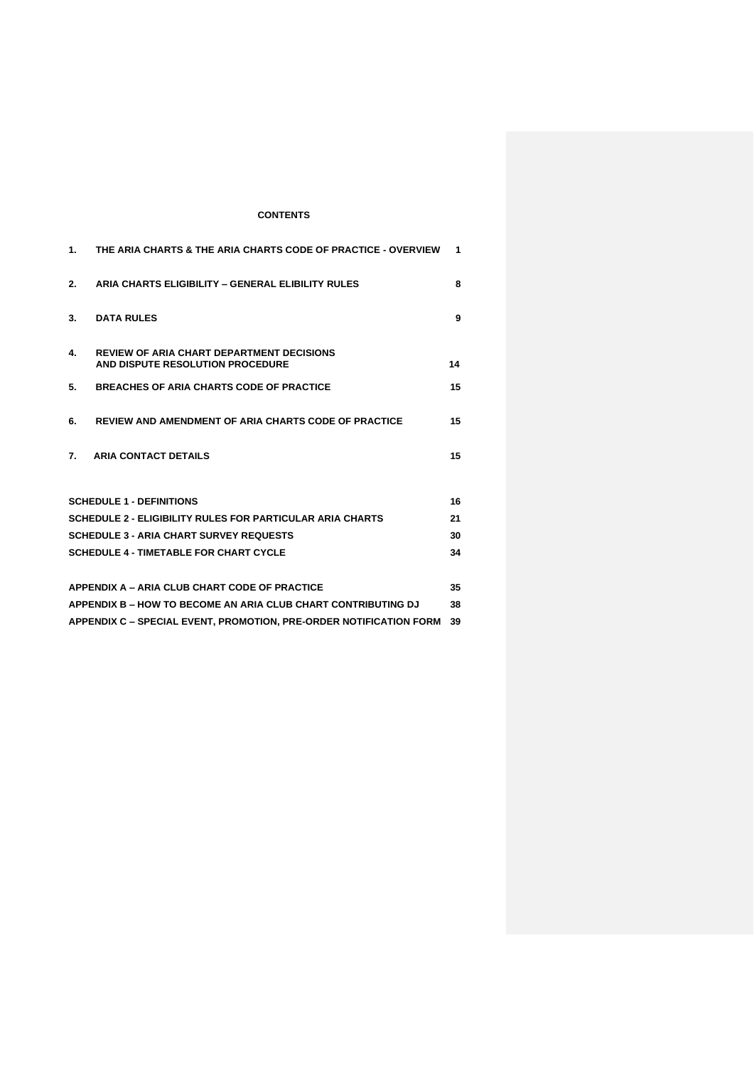**CONTENTS**

| | | |
|---|---|---|
| **1.** | **THE ARIA CHARTS & THE ARIA CHARTS CODE OF PRACTICE - OVERVIEW** | **1** |
| **2.** | **ARIA CHARTS ELIGIBILITY – GENERAL ELIBILITY RULES** | **8** |
| **3.** | **DATA RULES** | **9** |
| **4.** | **REVIEW OF ARIA CHART DEPARTMENT DECISIONS AND DISPUTE RESOLUTION PROCEDURE** | **14** |
| **5.** | **BREACHES OF ARIA CHARTS CODE OF PRACTICE** | **15** |
| **6.** | **REVIEW AND AMENDMENT OF ARIA CHARTS CODE OF PRACTICE** | **15** |
| **7.** | **ARIA CONTACT DETAILS** | **15** |

| | |
|---|---|
| **SCHEDULE 1 - DEFINITIONS** | **16** |
| **SCHEDULE 2 - ELIGIBILITY RULES FOR PARTICULAR ARIA CHARTS** | **21** |
| **SCHEDULE 3 - ARIA CHART SURVEY REQUESTS** | **30** |
| **SCHEDULE 4 - TIMETABLE FOR CHART CYCLE** | **34** |
| **APPENDIX A – ARIA CLUB CHART CODE OF PRACTICE** | **35** |
| **APPENDIX B – HOW TO BECOME AN ARIA CLUB CHART CONTRIBUTING DJ** | **38** |
| **APPENDIX C – SPECIAL EVENT, PROMOTION, PRE-ORDER NOTIFICATION FORM** | **39** |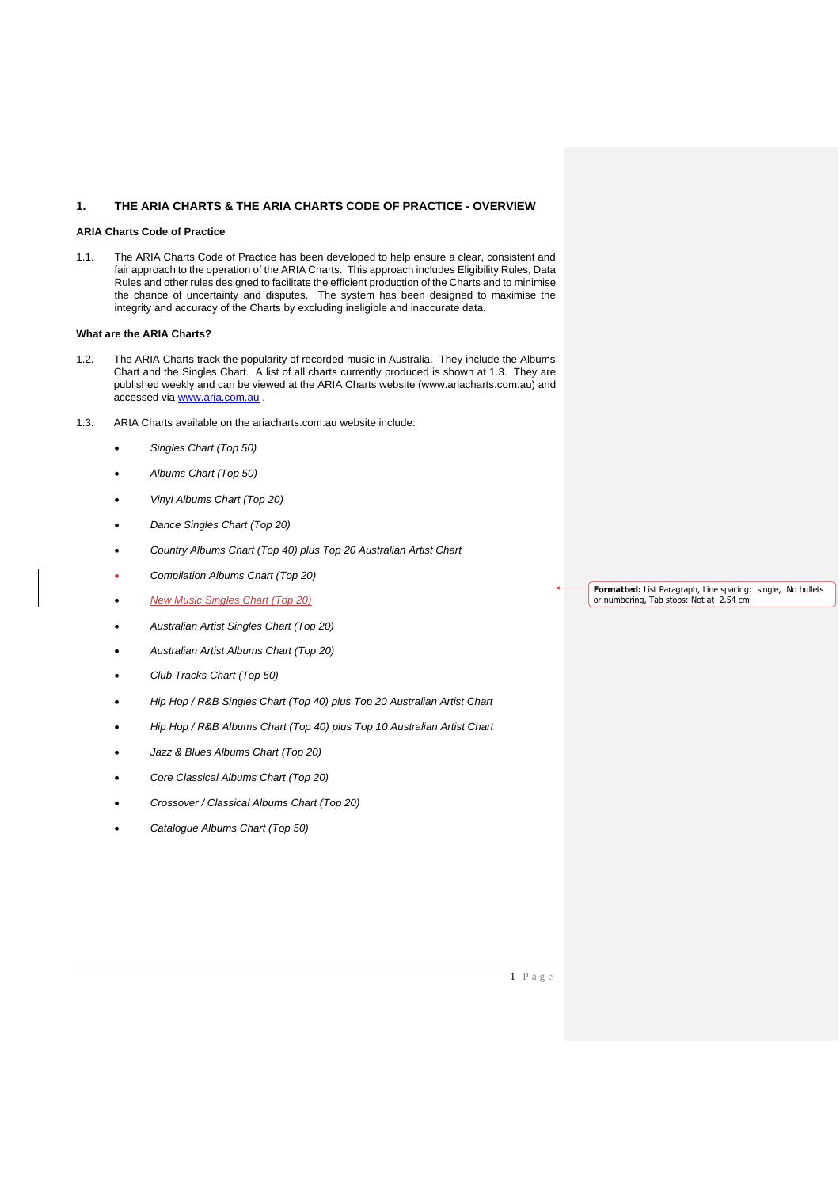# 1. THE ARIA CHARTS & THE ARIA CHARTS CODE OF PRACTICE - OVERVIEW

**ARIA Charts Code of Practice**

1.1. The ARIA Charts Code of Practice has been developed to help ensure a clear, consistent and fair approach to the operation of the ARIA Charts. This approach includes Eligibility Rules, Data Rules and other rules designed to facilitate the efficient production of the Charts and to minimise the chance of uncertainty and disputes. The system has been designed to maximise the integrity and accuracy of the Charts by excluding ineligible and inaccurate data.

**What are the ARIA Charts?**

1.2. The ARIA Charts track the popularity of recorded music in Australia. They include the Albums Chart and the Singles Chart. A list of all charts currently produced is shown at 1.3. They are published weekly and can be viewed at the ARIA Charts website (www.ariacharts.com.au) and accessed via www.aria.com.au .

1.3. ARIA Charts available on the ariacharts.com.au website include:

- *Singles Chart (Top 50)*
- *Albums Chart (Top 50)*
- *Vinyl Albums Chart (Top 20)*
- *Dance Singles Chart (Top 20)*
- *Country Albums Chart (Top 40) plus Top 20 Australian Artist Chart*
- *Compilation Albums Chart (Top 20)*
- *New Music Singles Chart (Top 20)*
- *Australian Artist Singles Chart (Top 20)*
- *Australian Artist Albums Chart (Top 20)*
- *Club Tracks Chart (Top 50)*
- *Hip Hop / R&B Singles Chart (Top 40) plus Top 20 Australian Artist Chart*
- *Hip Hop / R&B Albums Chart (Top 40) plus Top 10 Australian Artist Chart*
- *Jazz & Blues Albums Chart (Top 20)*
- *Core Classical Albums Chart (Top 20)*
- *Crossover / Classical Albums Chart (Top 20)*
- *Catalogue Albums Chart (Top 50)*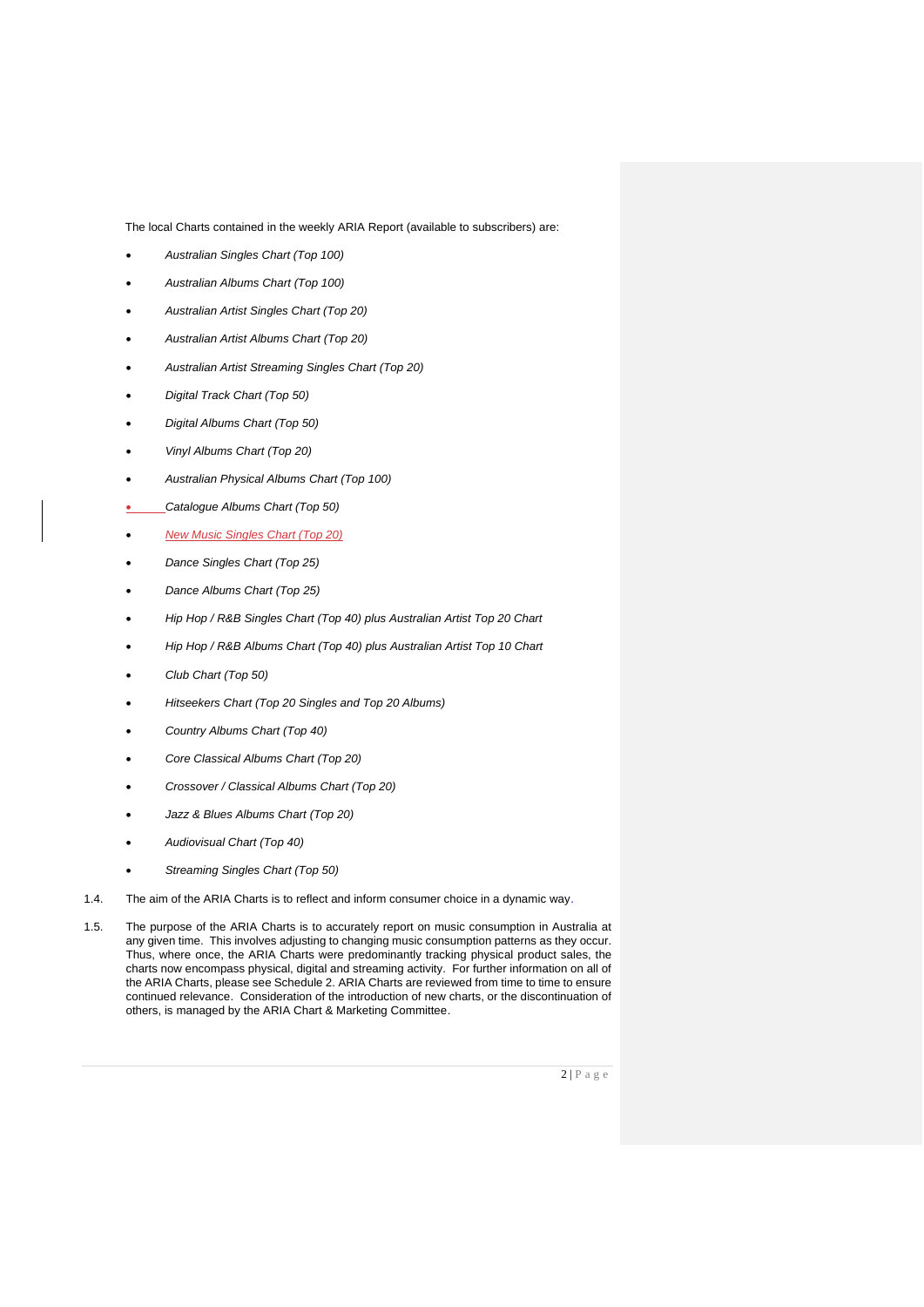The local Charts contained in the weekly ARIA Report (available to subscribers) are:

- *Australian Singles Chart (Top 100)*
- *Australian Albums Chart (Top 100)*
- *Australian Artist Singles Chart (Top 20)*
- *Australian Artist Albums Chart (Top 20)*
- *Australian Artist Streaming Singles Chart (Top 20)*
- *Digital Track Chart (Top 50)*
- *Digital Albums Chart (Top 50)*
- *Vinyl Albums Chart (Top 20)*
- *Australian Physical Albums Chart (Top 100)*
- *Catalogue Albums Chart (Top 50)*
- *New Music Singles Chart (Top 20)*
- *Dance Singles Chart (Top 25)*
- *Dance Albums Chart (Top 25)*
- *Hip Hop / R&B Singles Chart (Top 40) plus Australian Artist Top 20 Chart*
- *Hip Hop / R&B Albums Chart (Top 40) plus Australian Artist Top 10 Chart*
- *Club Chart (Top 50)*
- *Hitseekers Chart (Top 20 Singles and Top 20 Albums)*
- *Country Albums Chart (Top 40)*
- *Core Classical Albums Chart (Top 20)*
- *Crossover / Classical Albums Chart (Top 20)*
- *Jazz & Blues Albums Chart (Top 20)*
- *Audiovisual Chart (Top 40)*
- *Streaming Singles Chart (Top 50)*

1.4. The aim of the ARIA Charts is to reflect and inform consumer choice in a dynamic way.

1.5. The purpose of the ARIA Charts is to accurately report on music consumption in Australia at any given time. This involves adjusting to changing music consumption patterns as they occur. Thus, where once, the ARIA Charts were predominantly tracking physical product sales, the charts now encompass physical, digital and streaming activity. For further information on all of the ARIA Charts, please see Schedule 2. ARIA Charts are reviewed from time to time to ensure continued relevance. Consideration of the introduction of new charts, or the discontinuation of others, is managed by the ARIA Chart & Marketing Committee.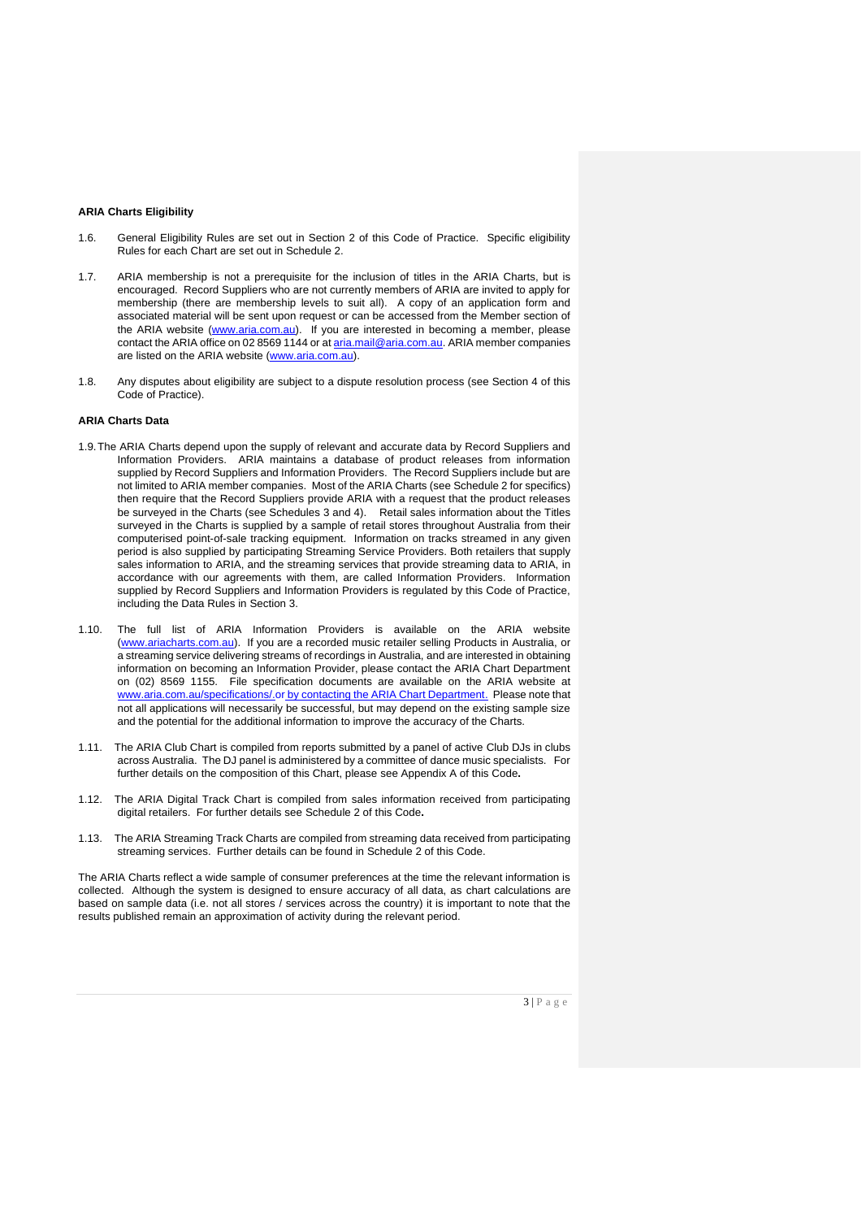**ARIA Charts Eligibility**

1.6. General Eligibility Rules are set out in Section 2 of this Code of Practice. Specific eligibility Rules for each Chart are set out in Schedule 2.

1.7. ARIA membership is not a prerequisite for the inclusion of titles in the ARIA Charts, but is encouraged. Record Suppliers who are not currently members of ARIA are invited to apply for membership (there are membership levels to suit all). A copy of an application form and associated material will be sent upon request or can be accessed from the Member section of the ARIA website (www.aria.com.au). If you are interested in becoming a member, please contact the ARIA office on 02 8569 1144 or at aria.mail@aria.com.au. ARIA member companies are listed on the ARIA website (www.aria.com.au).

1.8. Any disputes about eligibility are subject to a dispute resolution process (see Section 4 of this Code of Practice).

**ARIA Charts Data**

1.9. The ARIA Charts depend upon the supply of relevant and accurate data by Record Suppliers and Information Providers. ARIA maintains a database of product releases from information supplied by Record Suppliers and Information Providers. The Record Suppliers include but are not limited to ARIA member companies. Most of the ARIA Charts (see Schedule 2 for specifics) then require that the Record Suppliers provide ARIA with a request that the product releases be surveyed in the Charts (see Schedules 3 and 4). Retail sales information about the Titles surveyed in the Charts is supplied by a sample of retail stores throughout Australia from their computerised point-of-sale tracking equipment. Information on tracks streamed in any given period is also supplied by participating Streaming Service Providers. Both retailers that supply sales information to ARIA, and the streaming services that provide streaming data to ARIA, in accordance with our agreements with them, are called Information Providers. Information supplied by Record Suppliers and Information Providers is regulated by this Code of Practice, including the Data Rules in Section 3.

1.10. The full list of ARIA Information Providers is available on the ARIA website (www.ariacharts.com.au). If you are a recorded music retailer selling Products in Australia, or a streaming service delivering streams of recordings in Australia, and are interested in obtaining information on becoming an Information Provider, please contact the ARIA Chart Department on (02) 8569 1155. File specification documents are available on the ARIA website at www.aria.com.au/specifications/ or by contacting the ARIA Chart Department. Please note that not all applications will necessarily be successful, but may depend on the existing sample size and the potential for the additional information to improve the accuracy of the Charts.

1.11. The ARIA Club Chart is compiled from reports submitted by a panel of active Club DJs in clubs across Australia. The DJ panel is administered by a committee of dance music specialists. For further details on the composition of this Chart, please see Appendix A of this Code**.**

1.12. The ARIA Digital Track Chart is compiled from sales information received from participating digital retailers. For further details see Schedule 2 of this Code**.**

1.13. The ARIA Streaming Track Charts are compiled from streaming data received from participating streaming services. Further details can be found in Schedule 2 of this Code.

The ARIA Charts reflect a wide sample of consumer preferences at the time the relevant information is collected. Although the system is designed to ensure accuracy of all data, as chart calculations are based on sample data (i.e. not all stores / services across the country) it is important to note that the results published remain an approximation of activity during the relevant period.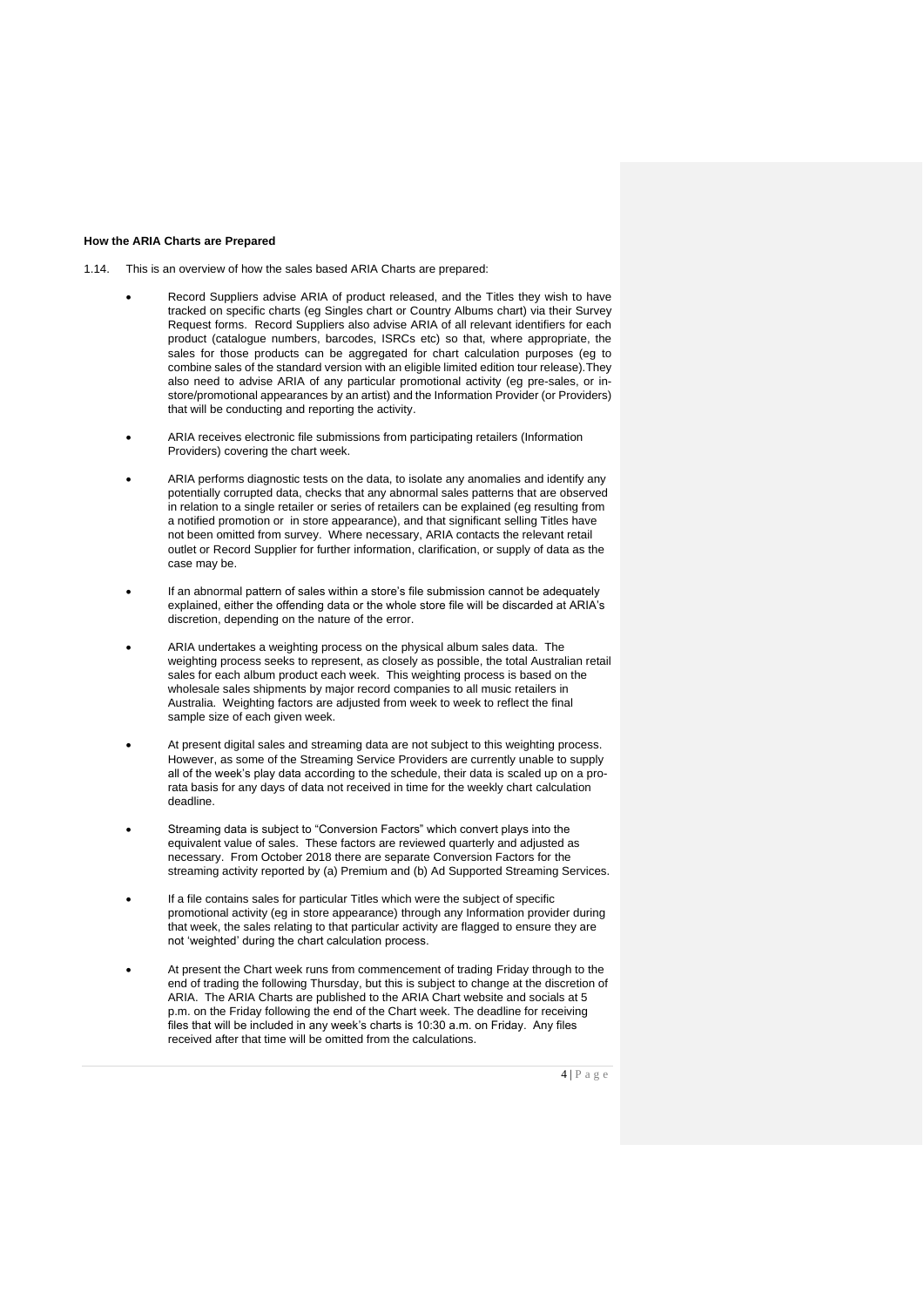**How the ARIA Charts are Prepared**

1.14. This is an overview of how the sales based ARIA Charts are prepared:

- Record Suppliers advise ARIA of product released, and the Titles they wish to have tracked on specific charts (eg Singles chart or Country Albums chart) via their Survey Request forms. Record Suppliers also advise ARIA of all relevant identifiers for each product (catalogue numbers, barcodes, ISRCs etc) so that, where appropriate, the sales for those products can be aggregated for chart calculation purposes (eg to combine sales of the standard version with an eligible limited edition tour release).They also need to advise ARIA of any particular promotional activity (eg pre-sales, or in-store/promotional appearances by an artist) and the Information Provider (or Providers) that will be conducting and reporting the activity.

- ARIA receives electronic file submissions from participating retailers (Information Providers) covering the chart week.

- ARIA performs diagnostic tests on the data, to isolate any anomalies and identify any potentially corrupted data, checks that any abnormal sales patterns that are observed in relation to a single retailer or series of retailers can be explained (eg resulting from a notified promotion or in store appearance), and that significant selling Titles have not been omitted from survey. Where necessary, ARIA contacts the relevant retail outlet or Record Supplier for further information, clarification, or supply of data as the case may be.

- If an abnormal pattern of sales within a store's file submission cannot be adequately explained, either the offending data or the whole store file will be discarded at ARIA's discretion, depending on the nature of the error.

- ARIA undertakes a weighting process on the physical album sales data. The weighting process seeks to represent, as closely as possible, the total Australian retail sales for each album product each week. This weighting process is based on the wholesale sales shipments by major record companies to all music retailers in Australia. Weighting factors are adjusted from week to week to reflect the final sample size of each given week.

- At present digital sales and streaming data are not subject to this weighting process. However, as some of the Streaming Service Providers are currently unable to supply all of the week's play data according to the schedule, their data is scaled up on a pro-rata basis for any days of data not received in time for the weekly chart calculation deadline.

- Streaming data is subject to "Conversion Factors" which convert plays into the equivalent value of sales. These factors are reviewed quarterly and adjusted as necessary. From October 2018 there are separate Conversion Factors for the streaming activity reported by (a) Premium and (b) Ad Supported Streaming Services.

- If a file contains sales for particular Titles which were the subject of specific promotional activity (eg in store appearance) through any Information provider during that week, the sales relating to that particular activity are flagged to ensure they are not 'weighted' during the chart calculation process.

- At present the Chart week runs from commencement of trading Friday through to the end of trading the following Thursday, but this is subject to change at the discretion of ARIA. The ARIA Charts are published to the ARIA Chart website and socials at 5 p.m. on the Friday following the end of the Chart week. The deadline for receiving files that will be included in any week's charts is 10:30 a.m. on Friday. Any files received after that time will be omitted from the calculations.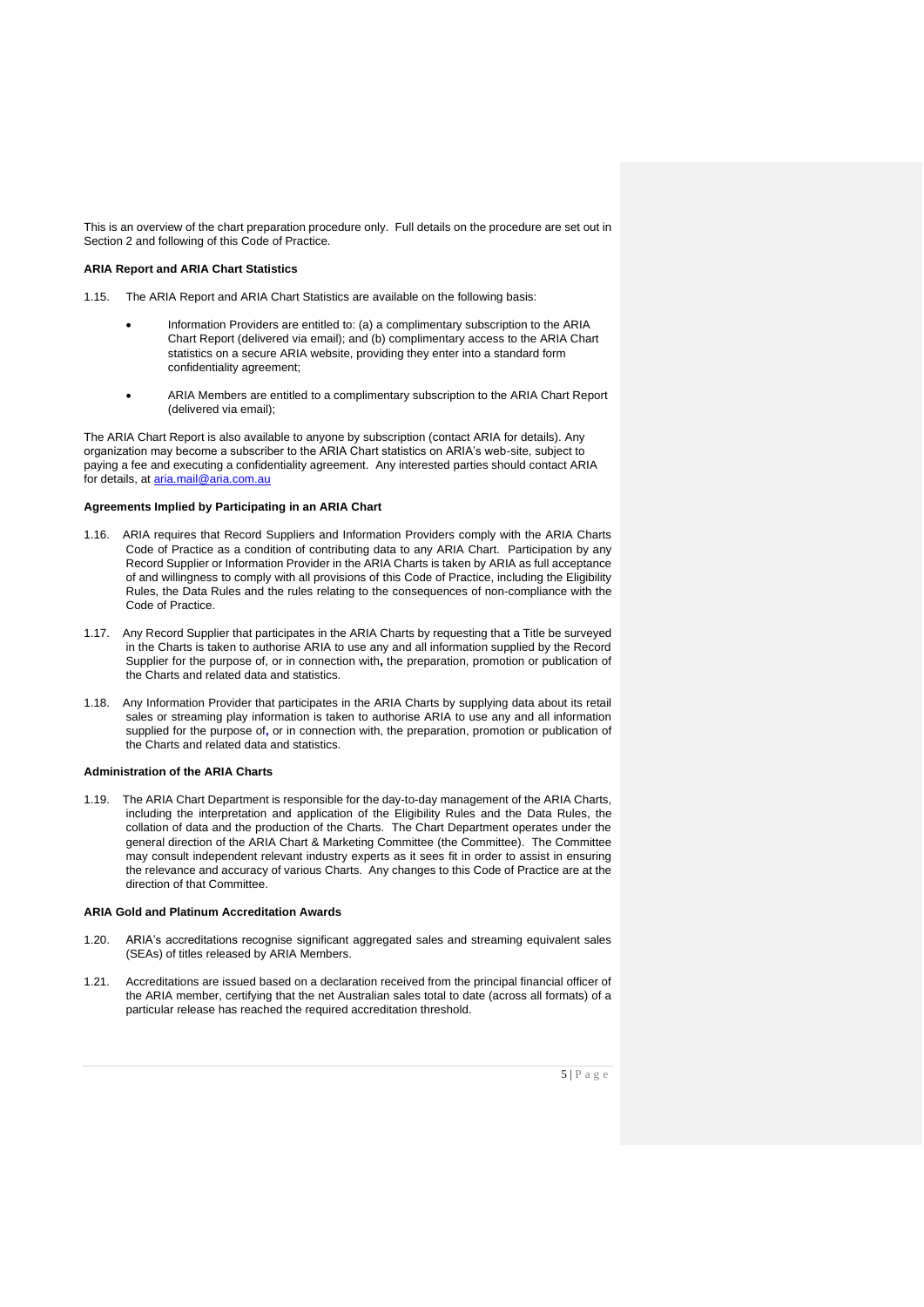This is an overview of the chart preparation procedure only. Full details on the procedure are set out in Section 2 and following of this Code of Practice.

**ARIA Report and ARIA Chart Statistics**

1.15. The ARIA Report and ARIA Chart Statistics are available on the following basis:

- Information Providers are entitled to: (a) a complimentary subscription to the ARIA Chart Report (delivered via email); and (b) complimentary access to the ARIA Chart statistics on a secure ARIA website, providing they enter into a standard form confidentiality agreement;
- ARIA Members are entitled to a complimentary subscription to the ARIA Chart Report (delivered via email);

The ARIA Chart Report is also available to anyone by subscription (contact ARIA for details). Any organization may become a subscriber to the ARIA Chart statistics on ARIA's web-site, subject to paying a fee and executing a confidentiality agreement. Any interested parties should contact ARIA for details, at aria.mail@aria.com.au

**Agreements Implied by Participating in an ARIA Chart**

1.16. ARIA requires that Record Suppliers and Information Providers comply with the ARIA Charts Code of Practice as a condition of contributing data to any ARIA Chart. Participation by any Record Supplier or Information Provider in the ARIA Charts is taken by ARIA as full acceptance of and willingness to comply with all provisions of this Code of Practice, including the Eligibility Rules, the Data Rules and the rules relating to the consequences of non-compliance with the Code of Practice.

1.17. Any Record Supplier that participates in the ARIA Charts by requesting that a Title be surveyed in the Charts is taken to authorise ARIA to use any and all information supplied by the Record Supplier for the purpose of, or in connection with, the preparation, promotion or publication of the Charts and related data and statistics.

1.18. Any Information Provider that participates in the ARIA Charts by supplying data about its retail sales or streaming play information is taken to authorise ARIA to use any and all information supplied for the purpose of, or in connection with, the preparation, promotion or publication of the Charts and related data and statistics.

**Administration of the ARIA Charts**

1.19. The ARIA Chart Department is responsible for the day-to-day management of the ARIA Charts, including the interpretation and application of the Eligibility Rules and the Data Rules, the collation of data and the production of the Charts. The Chart Department operates under the general direction of the ARIA Chart & Marketing Committee (the Committee). The Committee may consult independent relevant industry experts as it sees fit in order to assist in ensuring the relevance and accuracy of various Charts. Any changes to this Code of Practice are at the direction of that Committee.

**ARIA Gold and Platinum Accreditation Awards**

1.20. ARIA's accreditations recognise significant aggregated sales and streaming equivalent sales (SEAs) of titles released by ARIA Members.

1.21. Accreditations are issued based on a declaration received from the principal financial officer of the ARIA member, certifying that the net Australian sales total to date (across all formats) of a particular release has reached the required accreditation threshold.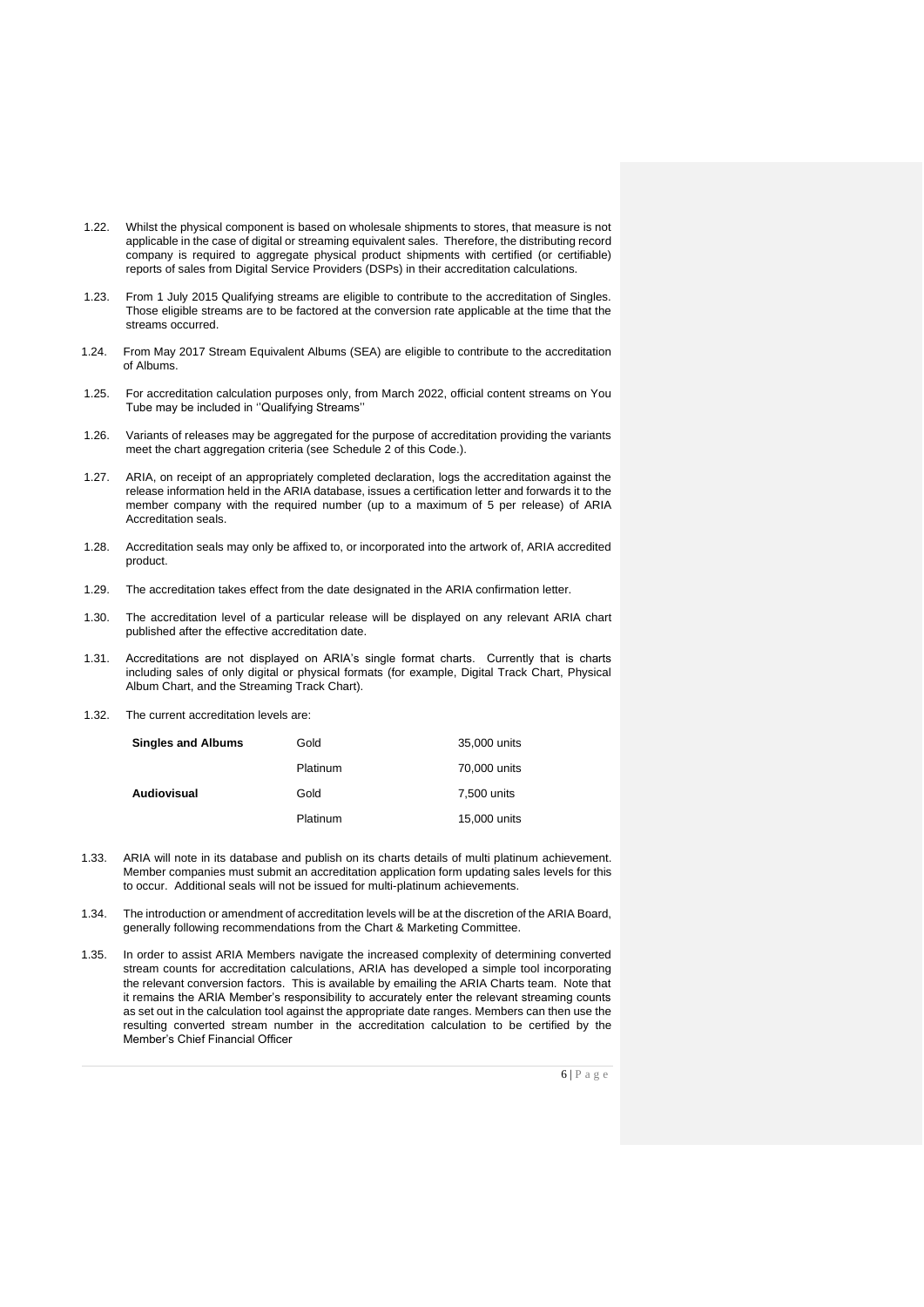1.22. Whilst the physical component is based on wholesale shipments to stores, that measure is not applicable in the case of digital or streaming equivalent sales. Therefore, the distributing record company is required to aggregate physical product shipments with certified (or certifiable) reports of sales from Digital Service Providers (DSPs) in their accreditation calculations.

1.23. From 1 July 2015 Qualifying streams are eligible to contribute to the accreditation of Singles. Those eligible streams are to be factored at the conversion rate applicable at the time that the streams occurred.

1.24. From May 2017 Stream Equivalent Albums (SEA) are eligible to contribute to the accreditation of Albums.

1.25. For accreditation calculation purposes only, from March 2022, official content streams on You Tube may be included in ''Qualifying Streams''

1.26. Variants of releases may be aggregated for the purpose of accreditation providing the variants meet the chart aggregation criteria (see Schedule 2 of this Code.).

1.27. ARIA, on receipt of an appropriately completed declaration, logs the accreditation against the release information held in the ARIA database, issues a certification letter and forwards it to the member company with the required number (up to a maximum of 5 per release) of ARIA Accreditation seals.

1.28. Accreditation seals may only be affixed to, or incorporated into the artwork of, ARIA accredited product.

1.29. The accreditation takes effect from the date designated in the ARIA confirmation letter.

1.30. The accreditation level of a particular release will be displayed on any relevant ARIA chart published after the effective accreditation date.

1.31. Accreditations are not displayed on ARIA's single format charts. Currently that is charts including sales of only digital or physical formats (for example, Digital Track Chart, Physical Album Chart, and the Streaming Track Chart).

1.32. The current accreditation levels are:

| | | |
|---|---|---|
| **Singles and Albums** | Gold | 35,000 units |
| | Platinum | 70,000 units |
| **Audiovisual** | Gold | 7,500 units |
| | Platinum | 15,000 units |

1.33. ARIA will note in its database and publish on its charts details of multi platinum achievement. Member companies must submit an accreditation application form updating sales levels for this to occur. Additional seals will not be issued for multi-platinum achievements.

1.34. The introduction or amendment of accreditation levels will be at the discretion of the ARIA Board, generally following recommendations from the Chart & Marketing Committee.

1.35. In order to assist ARIA Members navigate the increased complexity of determining converted stream counts for accreditation calculations, ARIA has developed a simple tool incorporating the relevant conversion factors. This is available by emailing the ARIA Charts team. Note that it remains the ARIA Member's responsibility to accurately enter the relevant streaming counts as set out in the calculation tool against the appropriate date ranges. Members can then use the resulting converted stream number in the accreditation calculation to be certified by the Member's Chief Financial Officer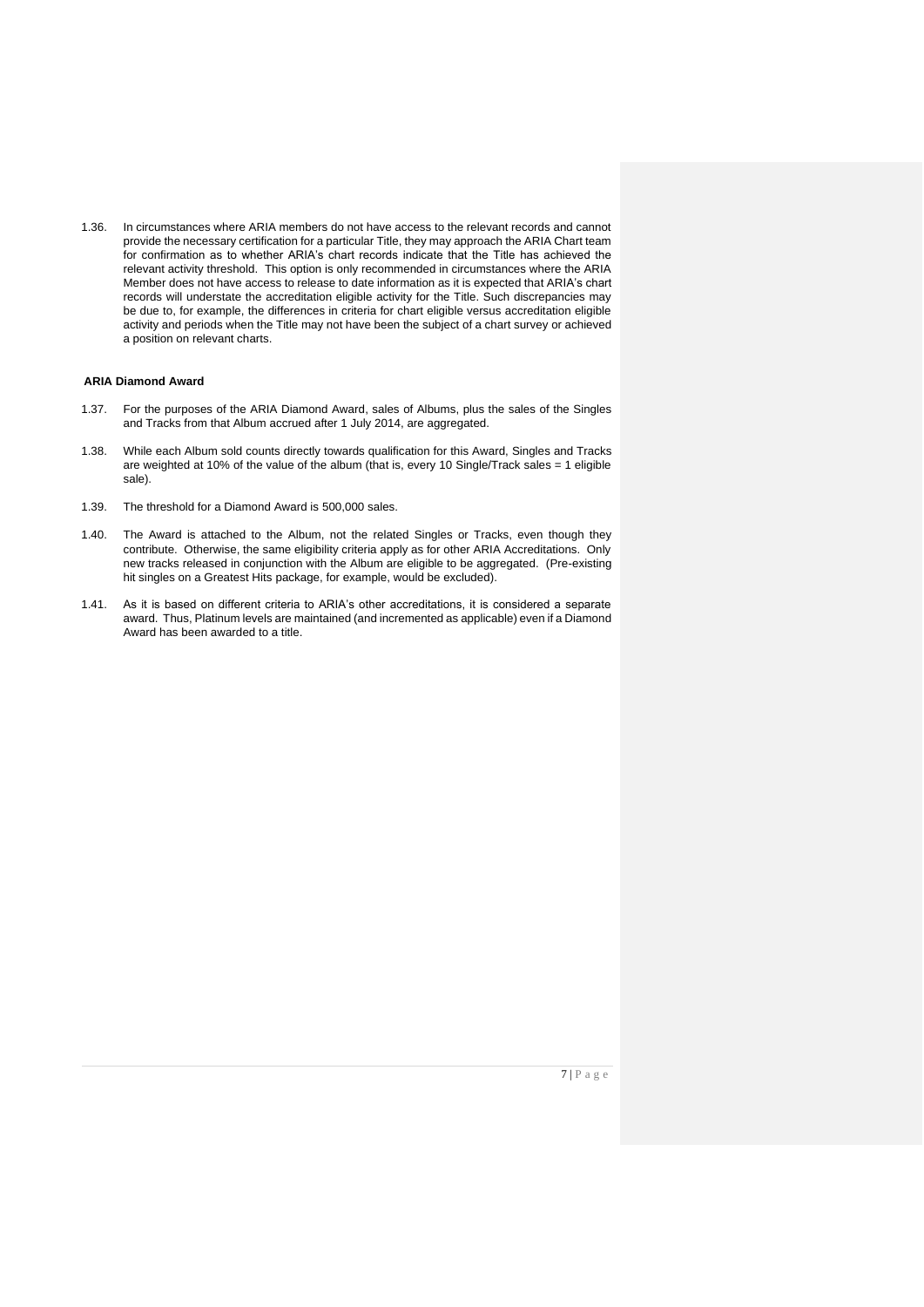1.36. In circumstances where ARIA members do not have access to the relevant records and cannot provide the necessary certification for a particular Title, they may approach the ARIA Chart team for confirmation as to whether ARIA's chart records indicate that the Title has achieved the relevant activity threshold. This option is only recommended in circumstances where the ARIA Member does not have access to release to date information as it is expected that ARIA's chart records will understate the accreditation eligible activity for the Title. Such discrepancies may be due to, for example, the differences in criteria for chart eligible versus accreditation eligible activity and periods when the Title may not have been the subject of a chart survey or achieved a position on relevant charts.

**ARIA Diamond Award**

1.37. For the purposes of the ARIA Diamond Award, sales of Albums, plus the sales of the Singles and Tracks from that Album accrued after 1 July 2014, are aggregated.

1.38. While each Album sold counts directly towards qualification for this Award, Singles and Tracks are weighted at 10% of the value of the album (that is, every 10 Single/Track sales = 1 eligible sale).

1.39. The threshold for a Diamond Award is 500,000 sales.

1.40. The Award is attached to the Album, not the related Singles or Tracks, even though they contribute. Otherwise, the same eligibility criteria apply as for other ARIA Accreditations. Only new tracks released in conjunction with the Album are eligible to be aggregated. (Pre-existing hit singles on a Greatest Hits package, for example, would be excluded).

1.41. As it is based on different criteria to ARIA's other accreditations, it is considered a separate award. Thus, Platinum levels are maintained (and incremented as applicable) even if a Diamond Award has been awarded to a title.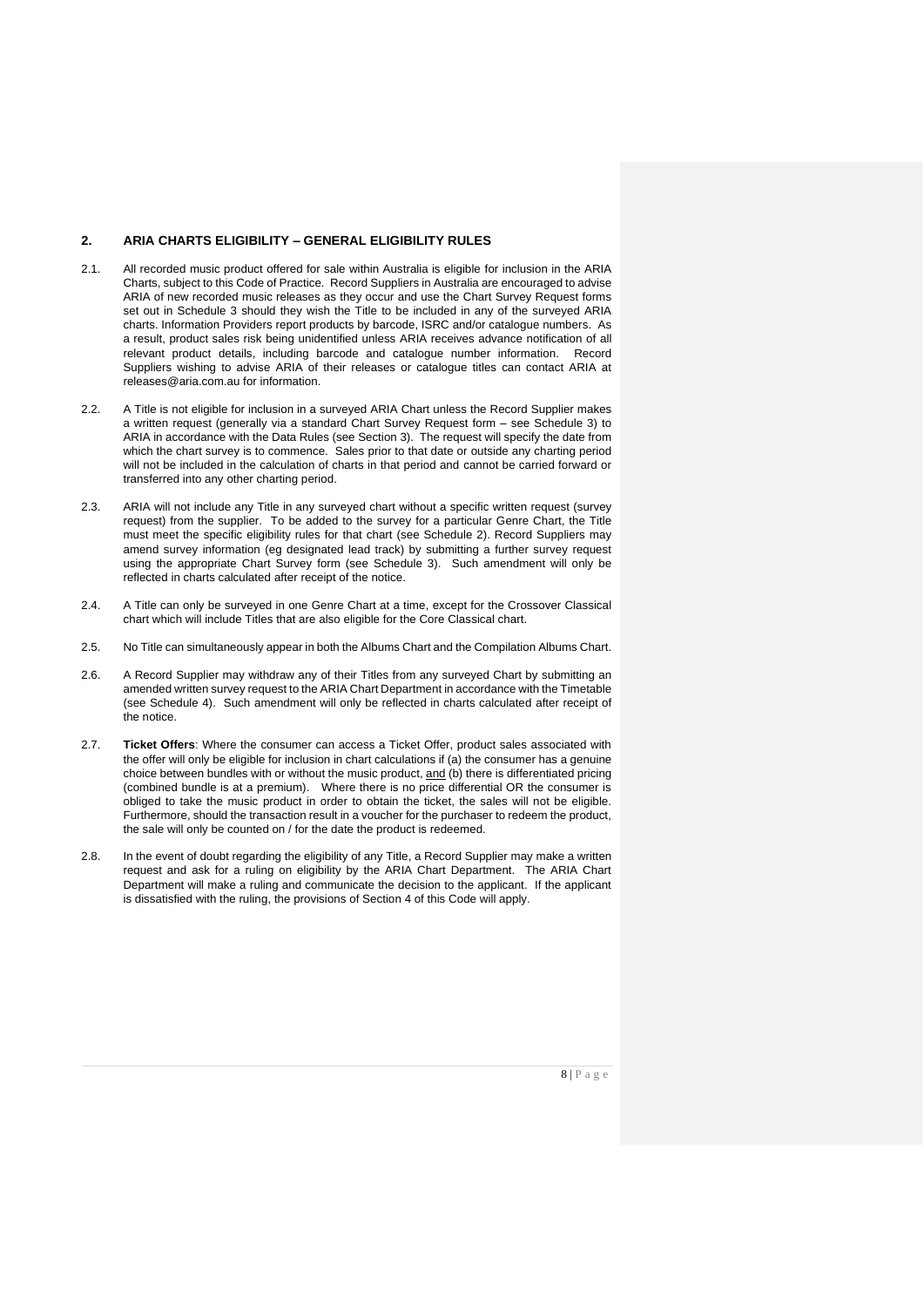## 2. ARIA CHARTS ELIGIBILITY – GENERAL ELIGIBILITY RULES

2.1. All recorded music product offered for sale within Australia is eligible for inclusion in the ARIA Charts, subject to this Code of Practice. Record Suppliers in Australia are encouraged to advise ARIA of new recorded music releases as they occur and use the Chart Survey Request forms set out in Schedule 3 should they wish the Title to be included in any of the surveyed ARIA charts. Information Providers report products by barcode, ISRC and/or catalogue numbers. As a result, product sales risk being unidentified unless ARIA receives advance notification of all relevant product details, including barcode and catalogue number information. Record Suppliers wishing to advise ARIA of their releases or catalogue titles can contact ARIA at releases@aria.com.au for information.

2.2. A Title is not eligible for inclusion in a surveyed ARIA Chart unless the Record Supplier makes a written request (generally via a standard Chart Survey Request form – see Schedule 3) to ARIA in accordance with the Data Rules (see Section 3). The request will specify the date from which the chart survey is to commence. Sales prior to that date or outside any charting period will not be included in the calculation of charts in that period and cannot be carried forward or transferred into any other charting period.

2.3. ARIA will not include any Title in any surveyed chart without a specific written request (survey request) from the supplier. To be added to the survey for a particular Genre Chart, the Title must meet the specific eligibility rules for that chart (see Schedule 2). Record Suppliers may amend survey information (eg designated lead track) by submitting a further survey request using the appropriate Chart Survey form (see Schedule 3). Such amendment will only be reflected in charts calculated after receipt of the notice.

2.4. A Title can only be surveyed in one Genre Chart at a time, except for the Crossover Classical chart which will include Titles that are also eligible for the Core Classical chart.

2.5. No Title can simultaneously appear in both the Albums Chart and the Compilation Albums Chart.

2.6. A Record Supplier may withdraw any of their Titles from any surveyed Chart by submitting an amended written survey request to the ARIA Chart Department in accordance with the Timetable (see Schedule 4). Such amendment will only be reflected in charts calculated after receipt of the notice.

2.7. **Ticket Offers**: Where the consumer can access a Ticket Offer, product sales associated with the offer will only be eligible for inclusion in chart calculations if (a) the consumer has a genuine choice between bundles with or without the music product, and (b) there is differentiated pricing (combined bundle is at a premium). Where there is no price differential OR the consumer is obliged to take the music product in order to obtain the ticket, the sales will not be eligible. Furthermore, should the transaction result in a voucher for the purchaser to redeem the product, the sale will only be counted on / for the date the product is redeemed.

2.8. In the event of doubt regarding the eligibility of any Title, a Record Supplier may make a written request and ask for a ruling on eligibility by the ARIA Chart Department. The ARIA Chart Department will make a ruling and communicate the decision to the applicant. If the applicant is dissatisfied with the ruling, the provisions of Section 4 of this Code will apply.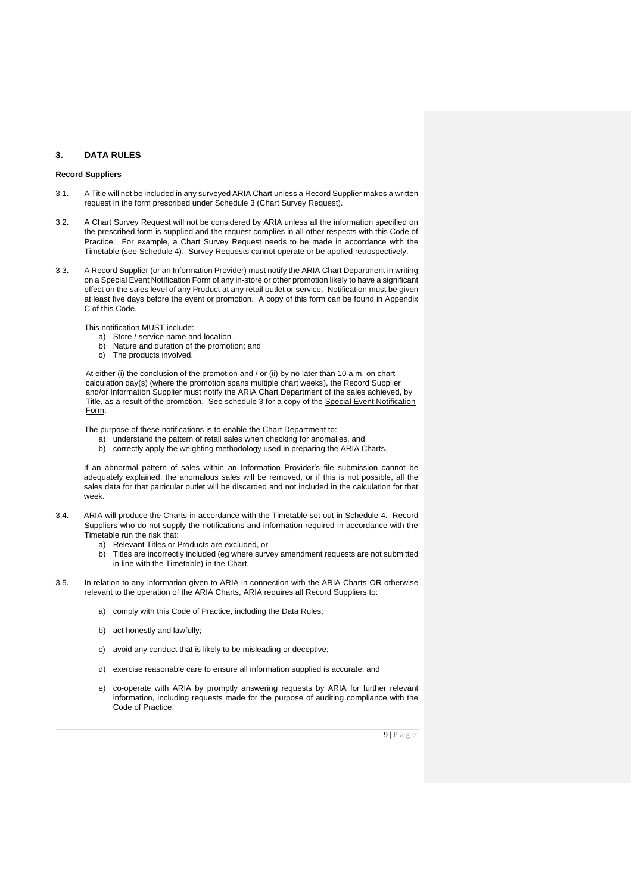## 3. DATA RULES

**Record Suppliers**

3.1. A Title will not be included in any surveyed ARIA Chart unless a Record Supplier makes a written request in the form prescribed under Schedule 3 (Chart Survey Request).

3.2. A Chart Survey Request will not be considered by ARIA unless all the information specified on the prescribed form is supplied and the request complies in all other respects with this Code of Practice. For example, a Chart Survey Request needs to be made in accordance with the Timetable (see Schedule 4). Survey Requests cannot operate or be applied retrospectively.

3.3. A Record Supplier (or an Information Provider) must notify the ARIA Chart Department in writing on a Special Event Notification Form of any in-store or other promotion likely to have a significant effect on the sales level of any Product at any retail outlet or service. Notification must be given at least five days before the event or promotion. A copy of this form can be found in Appendix C of this Code.

This notification MUST include:

a) Store / service name and location
b) Nature and duration of the promotion; and
c) The products involved.

At either (i) the conclusion of the promotion and / or (ii) by no later than 10 a.m. on chart calculation day(s) (where the promotion spans multiple chart weeks), the Record Supplier and/or Information Supplier must notify the ARIA Chart Department of the sales achieved, by Title, as a result of the promotion. See schedule 3 for a copy of the Special Event Notification Form.

The purpose of these notifications is to enable the Chart Department to:

a) understand the pattern of retail sales when checking for anomalies, and
b) correctly apply the weighting methodology used in preparing the ARIA Charts.

If an abnormal pattern of sales within an Information Provider's file submission cannot be adequately explained, the anomalous sales will be removed, or if this is not possible, all the sales data for that particular outlet will be discarded and not included in the calculation for that week.

3.4. ARIA will produce the Charts in accordance with the Timetable set out in Schedule 4. Record Suppliers who do not supply the notifications and information required in accordance with the Timetable run the risk that:

a) Relevant Titles or Products are excluded, or
b) Titles are incorrectly included (eg where survey amendment requests are not submitted in line with the Timetable) in the Chart.

3.5. In relation to any information given to ARIA in connection with the ARIA Charts OR otherwise relevant to the operation of the ARIA Charts, ARIA requires all Record Suppliers to:

a) comply with this Code of Practice, including the Data Rules;

b) act honestly and lawfully;

c) avoid any conduct that is likely to be misleading or deceptive;

d) exercise reasonable care to ensure all information supplied is accurate; and

e) co-operate with ARIA by promptly answering requests by ARIA for further relevant information, including requests made for the purpose of auditing compliance with the Code of Practice.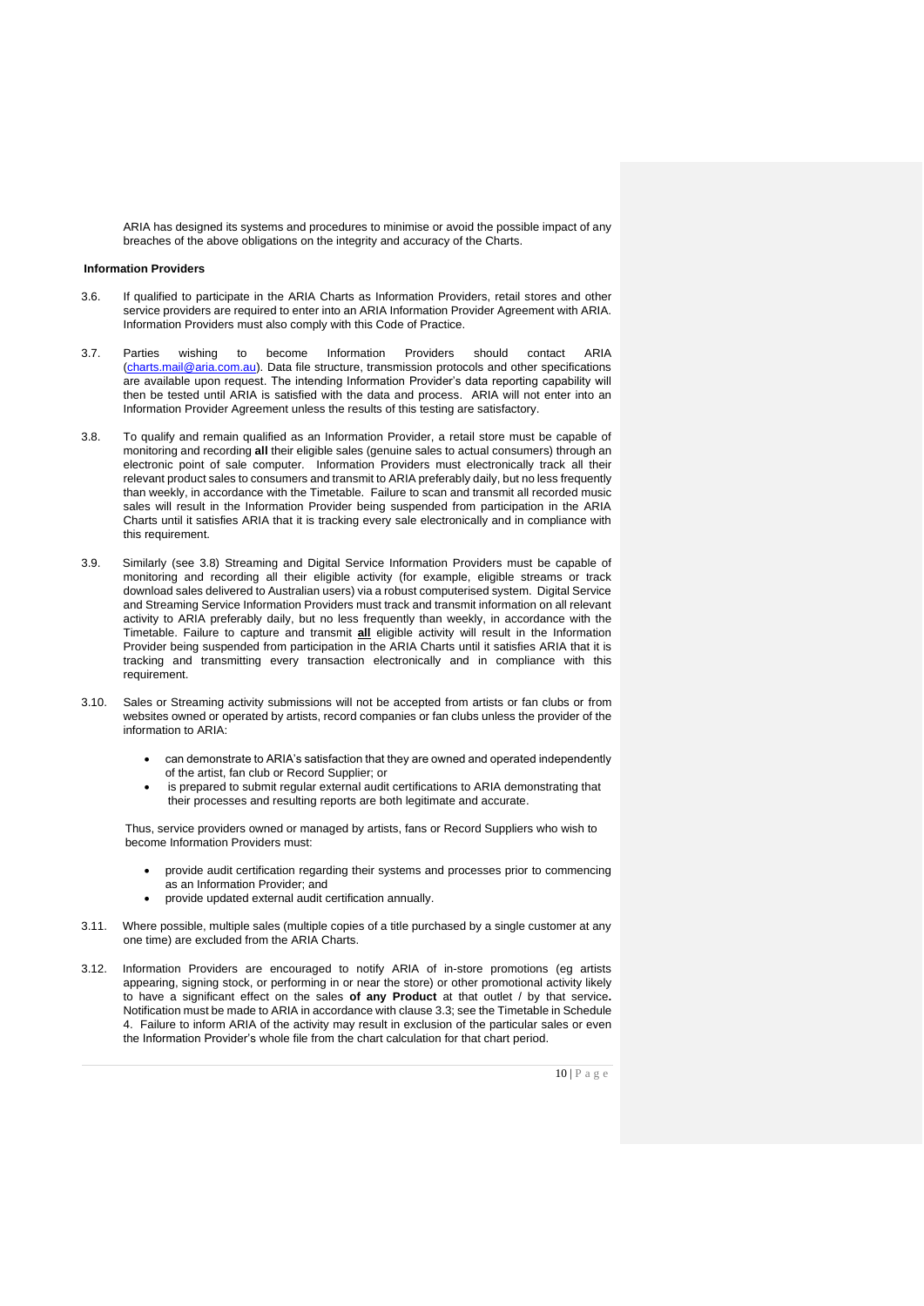ARIA has designed its systems and procedures to minimise or avoid the possible impact of any breaches of the above obligations on the integrity and accuracy of the Charts.

**Information Providers**

3.6. If qualified to participate in the ARIA Charts as Information Providers, retail stores and other service providers are required to enter into an ARIA Information Provider Agreement with ARIA. Information Providers must also comply with this Code of Practice.

3.7. Parties wishing to become Information Providers should contact ARIA (charts.mail@aria.com.au). Data file structure, transmission protocols and other specifications are available upon request. The intending Information Provider's data reporting capability will then be tested until ARIA is satisfied with the data and process. ARIA will not enter into an Information Provider Agreement unless the results of this testing are satisfactory.

3.8. To qualify and remain qualified as an Information Provider, a retail store must be capable of monitoring and recording **all** their eligible sales (genuine sales to actual consumers) through an electronic point of sale computer. Information Providers must electronically track all their relevant product sales to consumers and transmit to ARIA preferably daily, but no less frequently than weekly, in accordance with the Timetable. Failure to scan and transmit all recorded music sales will result in the Information Provider being suspended from participation in the ARIA Charts until it satisfies ARIA that it is tracking every sale electronically and in compliance with this requirement.

3.9. Similarly (see 3.8) Streaming and Digital Service Information Providers must be capable of monitoring and recording all their eligible activity (for example, eligible streams or track download sales delivered to Australian users) via a robust computerised system. Digital Service and Streaming Service Information Providers must track and transmit information on all relevant activity to ARIA preferably daily, but no less frequently than weekly, in accordance with the Timetable. Failure to capture and transmit **all** eligible activity will result in the Information Provider being suspended from participation in the ARIA Charts until it satisfies ARIA that it is tracking and transmitting every transaction electronically and in compliance with this requirement.

3.10. Sales or Streaming activity submissions will not be accepted from artists or fan clubs or from websites owned or operated by artists, record companies or fan clubs unless the provider of the information to ARIA:

- can demonstrate to ARIA's satisfaction that they are owned and operated independently of the artist, fan club or Record Supplier; or
- is prepared to submit regular external audit certifications to ARIA demonstrating that their processes and resulting reports are both legitimate and accurate.

Thus, service providers owned or managed by artists, fans or Record Suppliers who wish to become Information Providers must:

- provide audit certification regarding their systems and processes prior to commencing as an Information Provider; and
- provide updated external audit certification annually.

3.11. Where possible, multiple sales (multiple copies of a title purchased by a single customer at any one time) are excluded from the ARIA Charts.

3.12. Information Providers are encouraged to notify ARIA of in-store promotions (eg artists appearing, signing stock, or performing in or near the store) or other promotional activity likely to have a significant effect on the sales **of any Product** at that outlet / by that service**.** Notification must be made to ARIA in accordance with clause 3.3; see the Timetable in Schedule 4. Failure to inform ARIA of the activity may result in exclusion of the particular sales or even the Information Provider's whole file from the chart calculation for that chart period.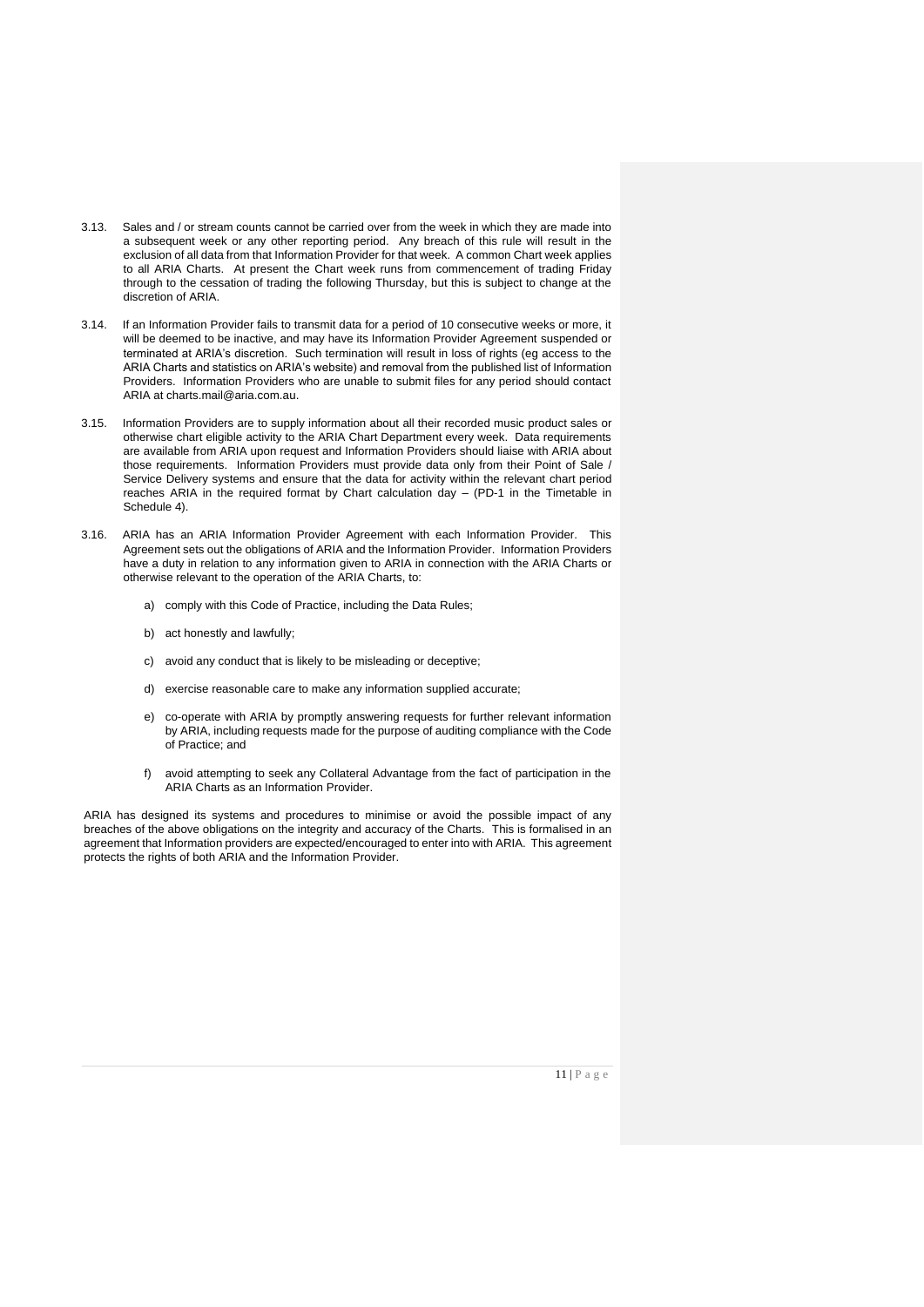3.13. Sales and / or stream counts cannot be carried over from the week in which they are made into a subsequent week or any other reporting period. Any breach of this rule will result in the exclusion of all data from that Information Provider for that week. A common Chart week applies to all ARIA Charts. At present the Chart week runs from commencement of trading Friday through to the cessation of trading the following Thursday, but this is subject to change at the discretion of ARIA.

3.14. If an Information Provider fails to transmit data for a period of 10 consecutive weeks or more, it will be deemed to be inactive, and may have its Information Provider Agreement suspended or terminated at ARIA's discretion. Such termination will result in loss of rights (eg access to the ARIA Charts and statistics on ARIA's website) and removal from the published list of Information Providers. Information Providers who are unable to submit files for any period should contact ARIA at charts.mail@aria.com.au.

3.15. Information Providers are to supply information about all their recorded music product sales or otherwise chart eligible activity to the ARIA Chart Department every week. Data requirements are available from ARIA upon request and Information Providers should liaise with ARIA about those requirements. Information Providers must provide data only from their Point of Sale / Service Delivery systems and ensure that the data for activity within the relevant chart period reaches ARIA in the required format by Chart calculation day – (PD-1 in the Timetable in Schedule 4).

3.16. ARIA has an ARIA Information Provider Agreement with each Information Provider. This Agreement sets out the obligations of ARIA and the Information Provider. Information Providers have a duty in relation to any information given to ARIA in connection with the ARIA Charts or otherwise relevant to the operation of the ARIA Charts, to:

a) comply with this Code of Practice, including the Data Rules;

b) act honestly and lawfully;

c) avoid any conduct that is likely to be misleading or deceptive;

d) exercise reasonable care to make any information supplied accurate;

e) co-operate with ARIA by promptly answering requests for further relevant information by ARIA, including requests made for the purpose of auditing compliance with the Code of Practice; and

f) avoid attempting to seek any Collateral Advantage from the fact of participation in the ARIA Charts as an Information Provider.

ARIA has designed its systems and procedures to minimise or avoid the possible impact of any breaches of the above obligations on the integrity and accuracy of the Charts. This is formalised in an agreement that Information providers are expected/encouraged to enter into with ARIA. This agreement protects the rights of both ARIA and the Information Provider.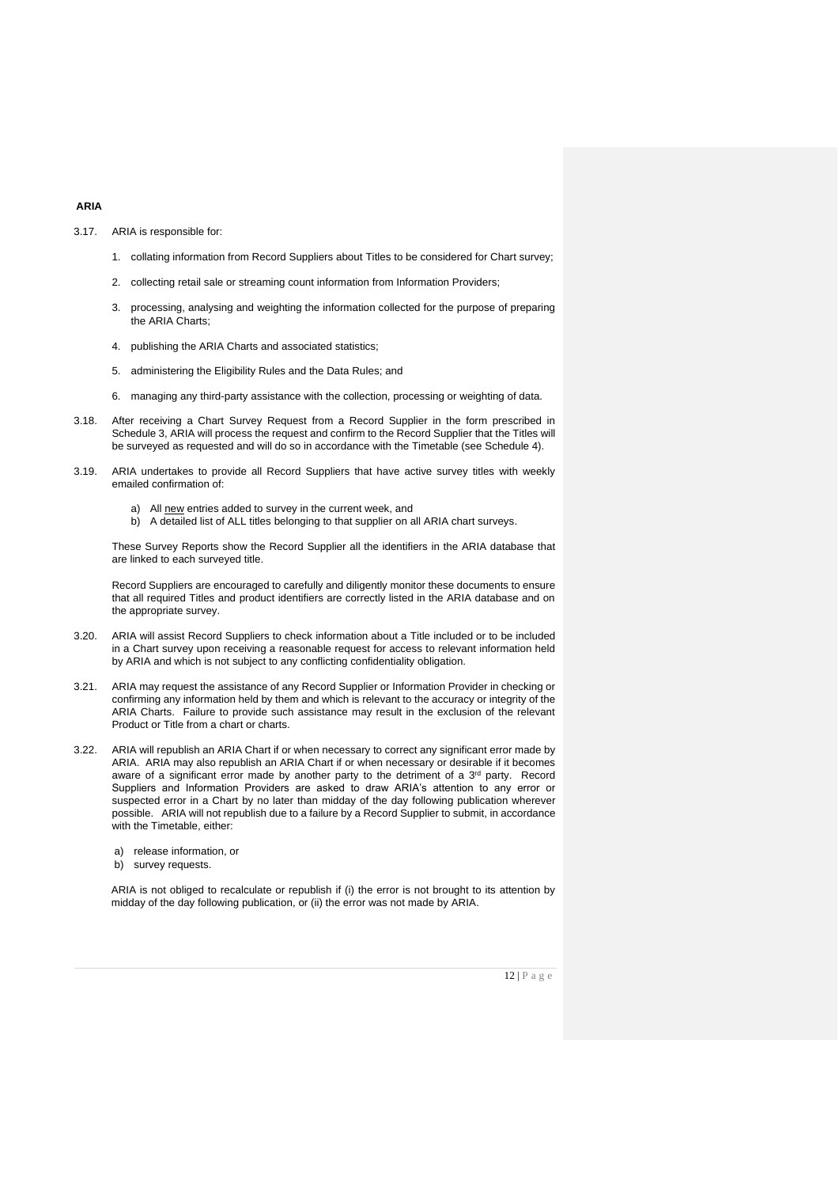**ARIA**

3.17. ARIA is responsible for:

1. collating information from Record Suppliers about Titles to be considered for Chart survey;
2. collecting retail sale or streaming count information from Information Providers;
3. processing, analysing and weighting the information collected for the purpose of preparing the ARIA Charts;
4. publishing the ARIA Charts and associated statistics;
5. administering the Eligibility Rules and the Data Rules; and
6. managing any third-party assistance with the collection, processing or weighting of data.

3.18. After receiving a Chart Survey Request from a Record Supplier in the form prescribed in Schedule 3, ARIA will process the request and confirm to the Record Supplier that the Titles will be surveyed as requested and will do so in accordance with the Timetable (see Schedule 4).

3.19. ARIA undertakes to provide all Record Suppliers that have active survey titles with weekly emailed confirmation of:

a) All new entries added to survey in the current week, and
b) A detailed list of ALL titles belonging to that supplier on all ARIA chart surveys.

These Survey Reports show the Record Supplier all the identifiers in the ARIA database that are linked to each surveyed title.

Record Suppliers are encouraged to carefully and diligently monitor these documents to ensure that all required Titles and product identifiers are correctly listed in the ARIA database and on the appropriate survey.

3.20. ARIA will assist Record Suppliers to check information about a Title included or to be included in a Chart survey upon receiving a reasonable request for access to relevant information held by ARIA and which is not subject to any conflicting confidentiality obligation.

3.21. ARIA may request the assistance of any Record Supplier or Information Provider in checking or confirming any information held by them and which is relevant to the accuracy or integrity of the ARIA Charts. Failure to provide such assistance may result in the exclusion of the relevant Product or Title from a chart or charts.

3.22. ARIA will republish an ARIA Chart if or when necessary to correct any significant error made by ARIA. ARIA may also republish an ARIA Chart if or when necessary or desirable if it becomes aware of a significant error made by another party to the detriment of a 3rd party. Record Suppliers and Information Providers are asked to draw ARIA's attention to any error or suspected error in a Chart by no later than midday of the day following publication wherever possible. ARIA will not republish due to a failure by a Record Supplier to submit, in accordance with the Timetable, either:

a) release information, or
b) survey requests.

ARIA is not obliged to recalculate or republish if (i) the error is not brought to its attention by midday of the day following publication, or (ii) the error was not made by ARIA.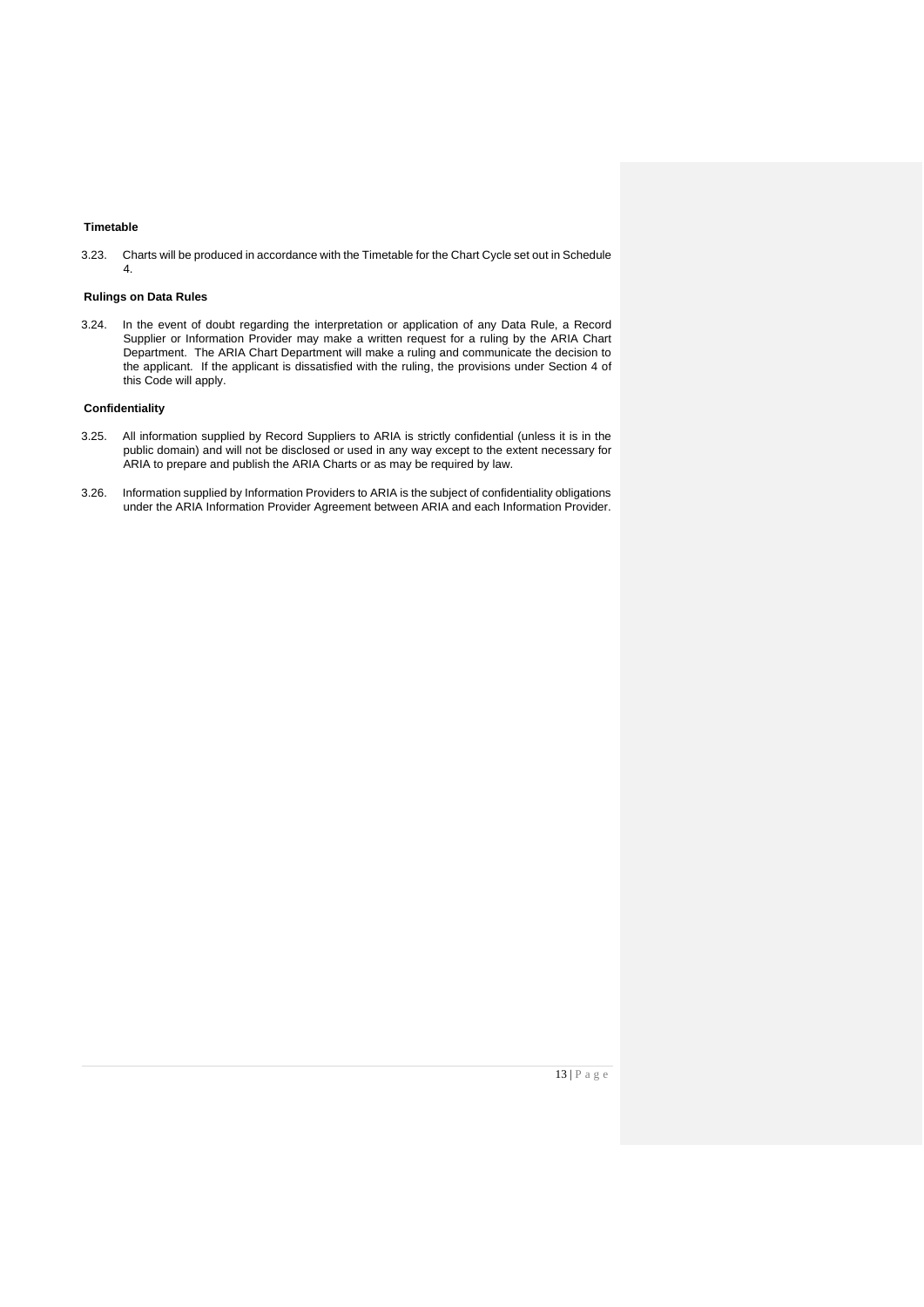### Timetable

3.23. Charts will be produced in accordance with the Timetable for the Chart Cycle set out in Schedule 4.

### Rulings on Data Rules

3.24. In the event of doubt regarding the interpretation or application of any Data Rule, a Record Supplier or Information Provider may make a written request for a ruling by the ARIA Chart Department. The ARIA Chart Department will make a ruling and communicate the decision to the applicant. If the applicant is dissatisfied with the ruling, the provisions under Section 4 of this Code will apply.

### Confidentiality

3.25. All information supplied by Record Suppliers to ARIA is strictly confidential (unless it is in the public domain) and will not be disclosed or used in any way except to the extent necessary for ARIA to prepare and publish the ARIA Charts or as may be required by law.

3.26. Information supplied by Information Providers to ARIA is the subject of confidentiality obligations under the ARIA Information Provider Agreement between ARIA and each Information Provider.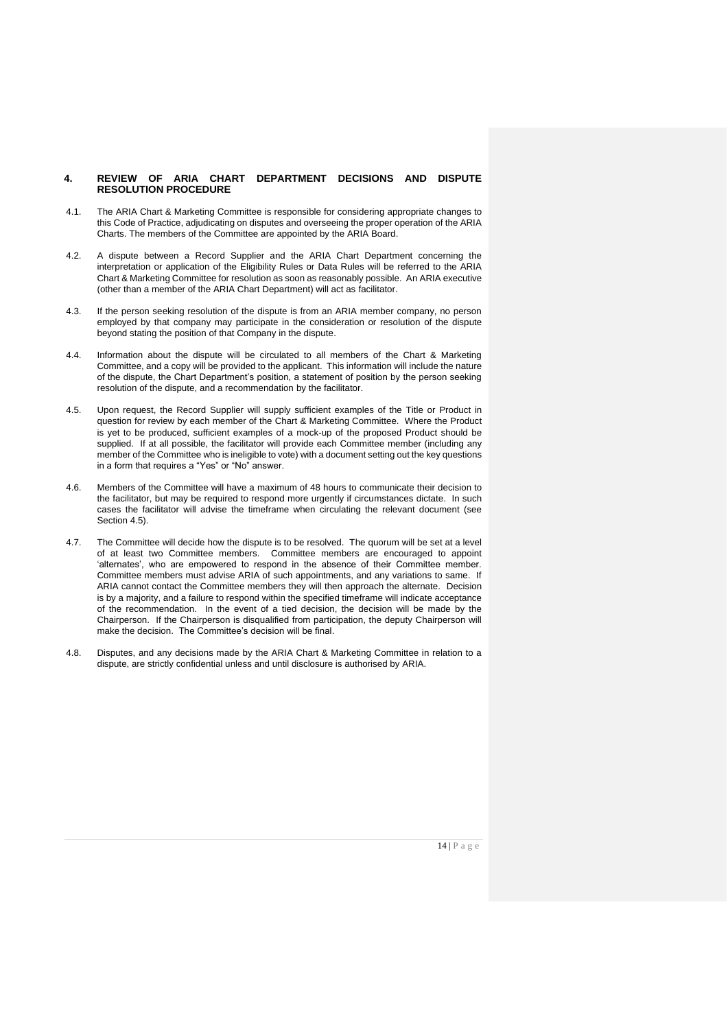## 4. REVIEW OF ARIA CHART DEPARTMENT DECISIONS AND DISPUTE RESOLUTION PROCEDURE

4.1. The ARIA Chart & Marketing Committee is responsible for considering appropriate changes to this Code of Practice, adjudicating on disputes and overseeing the proper operation of the ARIA Charts. The members of the Committee are appointed by the ARIA Board.

4.2. A dispute between a Record Supplier and the ARIA Chart Department concerning the interpretation or application of the Eligibility Rules or Data Rules will be referred to the ARIA Chart & Marketing Committee for resolution as soon as reasonably possible. An ARIA executive (other than a member of the ARIA Chart Department) will act as facilitator.

4.3. If the person seeking resolution of the dispute is from an ARIA member company, no person employed by that company may participate in the consideration or resolution of the dispute beyond stating the position of that Company in the dispute.

4.4. Information about the dispute will be circulated to all members of the Chart & Marketing Committee, and a copy will be provided to the applicant. This information will include the nature of the dispute, the Chart Department's position, a statement of position by the person seeking resolution of the dispute, and a recommendation by the facilitator.

4.5. Upon request, the Record Supplier will supply sufficient examples of the Title or Product in question for review by each member of the Chart & Marketing Committee. Where the Product is yet to be produced, sufficient examples of a mock-up of the proposed Product should be supplied. If at all possible, the facilitator will provide each Committee member (including any member of the Committee who is ineligible to vote) with a document setting out the key questions in a form that requires a "Yes" or "No" answer.

4.6. Members of the Committee will have a maximum of 48 hours to communicate their decision to the facilitator, but may be required to respond more urgently if circumstances dictate. In such cases the facilitator will advise the timeframe when circulating the relevant document (see Section 4.5).

4.7. The Committee will decide how the dispute is to be resolved. The quorum will be set at a level of at least two Committee members. Committee members are encouraged to appoint 'alternates', who are empowered to respond in the absence of their Committee member. Committee members must advise ARIA of such appointments, and any variations to same. If ARIA cannot contact the Committee members they will then approach the alternate. Decision is by a majority, and a failure to respond within the specified timeframe will indicate acceptance of the recommendation. In the event of a tied decision, the decision will be made by the Chairperson. If the Chairperson is disqualified from participation, the deputy Chairperson will make the decision. The Committee's decision will be final.

4.8. Disputes, and any decisions made by the ARIA Chart & Marketing Committee in relation to a dispute, are strictly confidential unless and until disclosure is authorised by ARIA.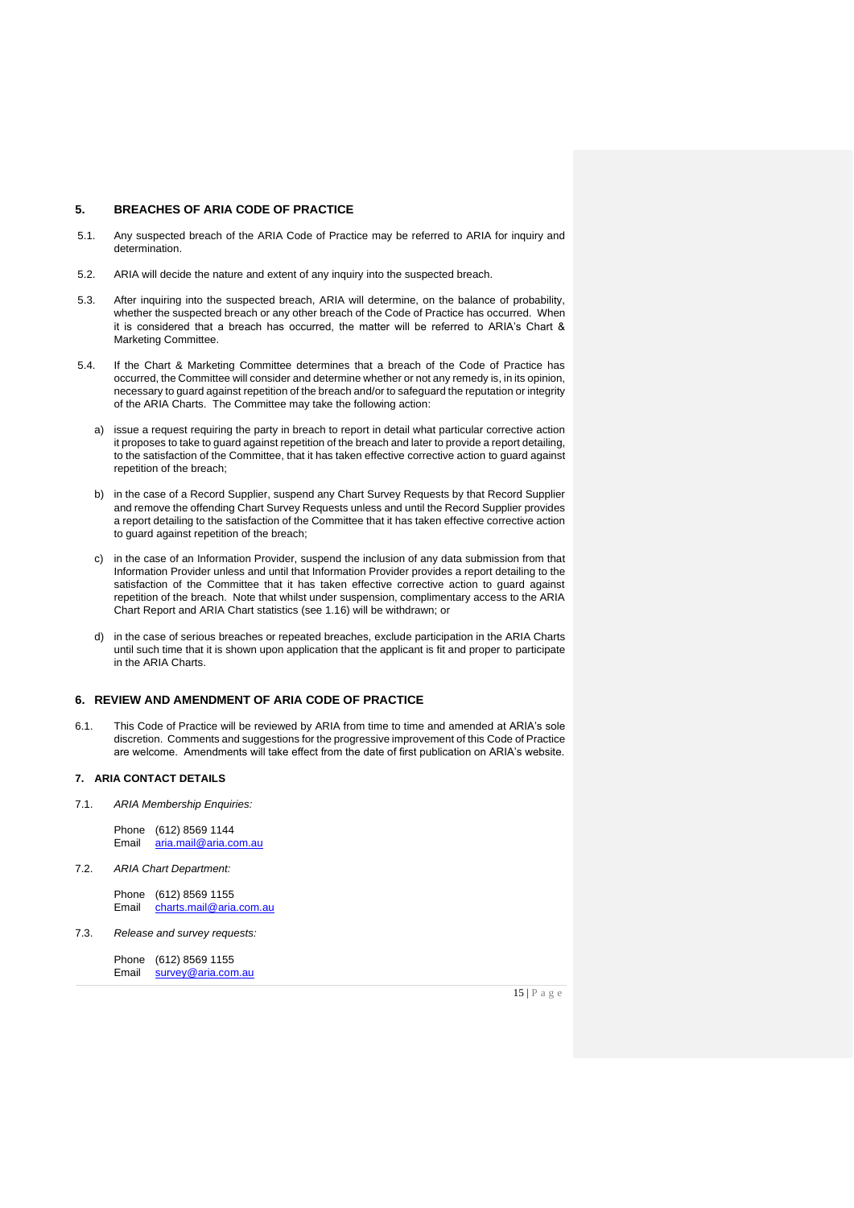## 5. BREACHES OF ARIA CODE OF PRACTICE

5.1. Any suspected breach of the ARIA Code of Practice may be referred to ARIA for inquiry and determination.

5.2. ARIA will decide the nature and extent of any inquiry into the suspected breach.

5.3. After inquiring into the suspected breach, ARIA will determine, on the balance of probability, whether the suspected breach or any other breach of the Code of Practice has occurred. When it is considered that a breach has occurred, the matter will be referred to ARIA's Chart & Marketing Committee.

5.4. If the Chart & Marketing Committee determines that a breach of the Code of Practice has occurred, the Committee will consider and determine whether or not any remedy is, in its opinion, necessary to guard against repetition of the breach and/or to safeguard the reputation or integrity of the ARIA Charts. The Committee may take the following action:

a) issue a request requiring the party in breach to report in detail what particular corrective action it proposes to take to guard against repetition of the breach and later to provide a report detailing, to the satisfaction of the Committee, that it has taken effective corrective action to guard against repetition of the breach;

b) in the case of a Record Supplier, suspend any Chart Survey Requests by that Record Supplier and remove the offending Chart Survey Requests unless and until the Record Supplier provides a report detailing to the satisfaction of the Committee that it has taken effective corrective action to guard against repetition of the breach;

c) in the case of an Information Provider, suspend the inclusion of any data submission from that Information Provider unless and until that Information Provider provides a report detailing to the satisfaction of the Committee that it has taken effective corrective action to guard against repetition of the breach. Note that whilst under suspension, complimentary access to the ARIA Chart Report and ARIA Chart statistics (see 1.16) will be withdrawn; or

d) in the case of serious breaches or repeated breaches, exclude participation in the ARIA Charts until such time that it is shown upon application that the applicant is fit and proper to participate in the ARIA Charts.

## 6. REVIEW AND AMENDMENT OF ARIA CODE OF PRACTICE

6.1. This Code of Practice will be reviewed by ARIA from time to time and amended at ARIA's sole discretion. Comments and suggestions for the progressive improvement of this Code of Practice are welcome. Amendments will take effect from the date of first publication on ARIA's website.

## 7. ARIA CONTACT DETAILS

7.1. *ARIA Membership Enquiries:*

Phone (612) 8569 1144
Email aria.mail@aria.com.au

7.2. *ARIA Chart Department:*

Phone (612) 8569 1155
Email charts.mail@aria.com.au

7.3. *Release and survey requests:*

Phone (612) 8569 1155
Email survey@aria.com.au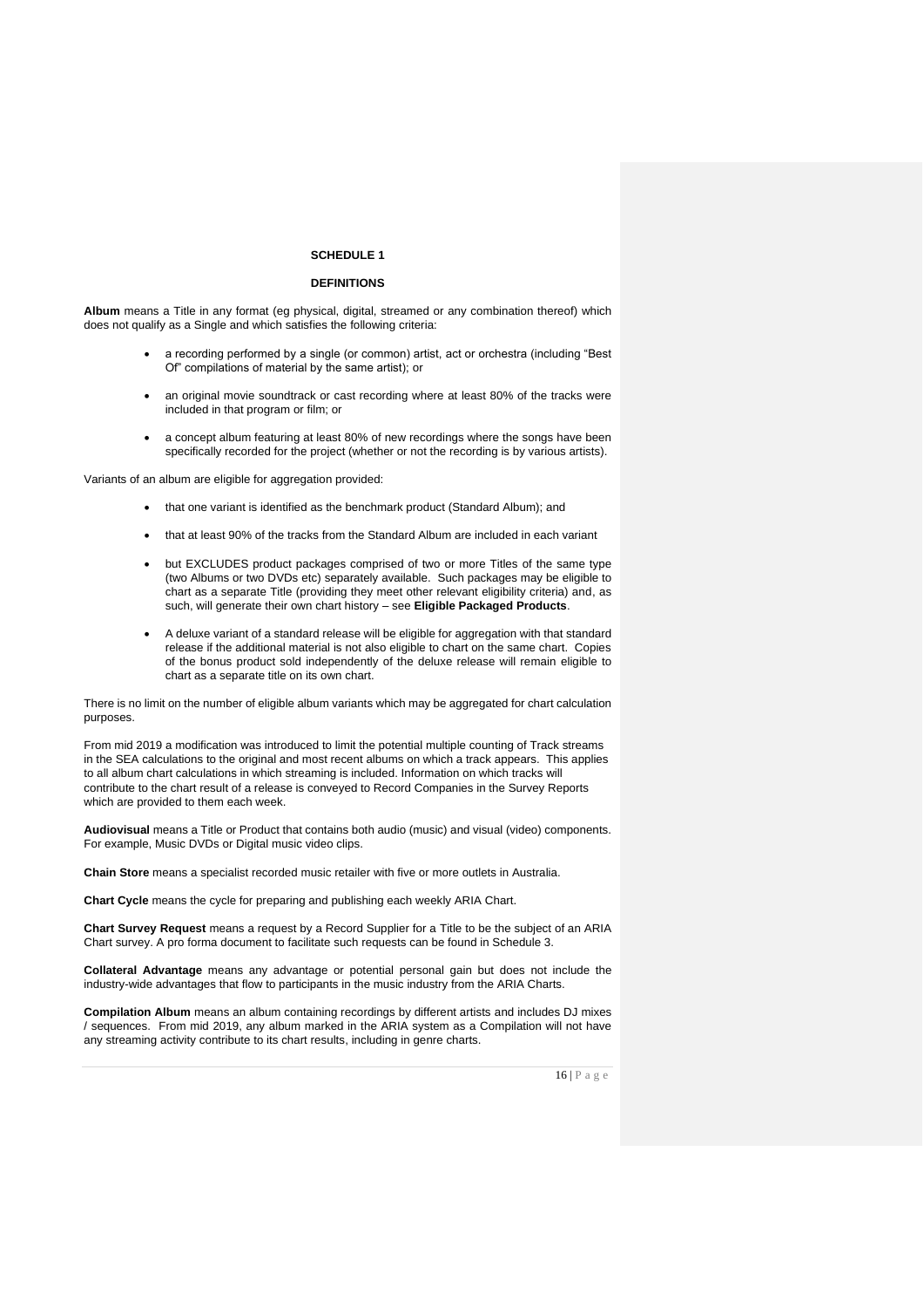## SCHEDULE 1

## DEFINITIONS

**Album** means a Title in any format (eg physical, digital, streamed or any combination thereof) which does not qualify as a Single and which satisfies the following criteria:

- a recording performed by a single (or common) artist, act or orchestra (including "Best Of" compilations of material by the same artist); or
- an original movie soundtrack or cast recording where at least 80% of the tracks were included in that program or film; or
- a concept album featuring at least 80% of new recordings where the songs have been specifically recorded for the project (whether or not the recording is by various artists).

Variants of an album are eligible for aggregation provided:

- that one variant is identified as the benchmark product (Standard Album); and
- that at least 90% of the tracks from the Standard Album are included in each variant
- but EXCLUDES product packages comprised of two or more Titles of the same type (two Albums or two DVDs etc) separately available. Such packages may be eligible to chart as a separate Title (providing they meet other relevant eligibility criteria) and, as such, will generate their own chart history – see **Eligible Packaged Products**.
- A deluxe variant of a standard release will be eligible for aggregation with that standard release if the additional material is not also eligible to chart on the same chart. Copies of the bonus product sold independently of the deluxe release will remain eligible to chart as a separate title on its own chart.

There is no limit on the number of eligible album variants which may be aggregated for chart calculation purposes.

From mid 2019 a modification was introduced to limit the potential multiple counting of Track streams in the SEA calculations to the original and most recent albums on which a track appears. This applies to all album chart calculations in which streaming is included. Information on which tracks will contribute to the chart result of a release is conveyed to Record Companies in the Survey Reports which are provided to them each week.

**Audiovisual** means a Title or Product that contains both audio (music) and visual (video) components. For example, Music DVDs or Digital music video clips.

**Chain Store** means a specialist recorded music retailer with five or more outlets in Australia.

**Chart Cycle** means the cycle for preparing and publishing each weekly ARIA Chart.

**Chart Survey Request** means a request by a Record Supplier for a Title to be the subject of an ARIA Chart survey. A pro forma document to facilitate such requests can be found in Schedule 3.

**Collateral Advantage** means any advantage or potential personal gain but does not include the industry-wide advantages that flow to participants in the music industry from the ARIA Charts.

**Compilation Album** means an album containing recordings by different artists and includes DJ mixes / sequences. From mid 2019, any album marked in the ARIA system as a Compilation will not have any streaming activity contribute to its chart results, including in genre charts.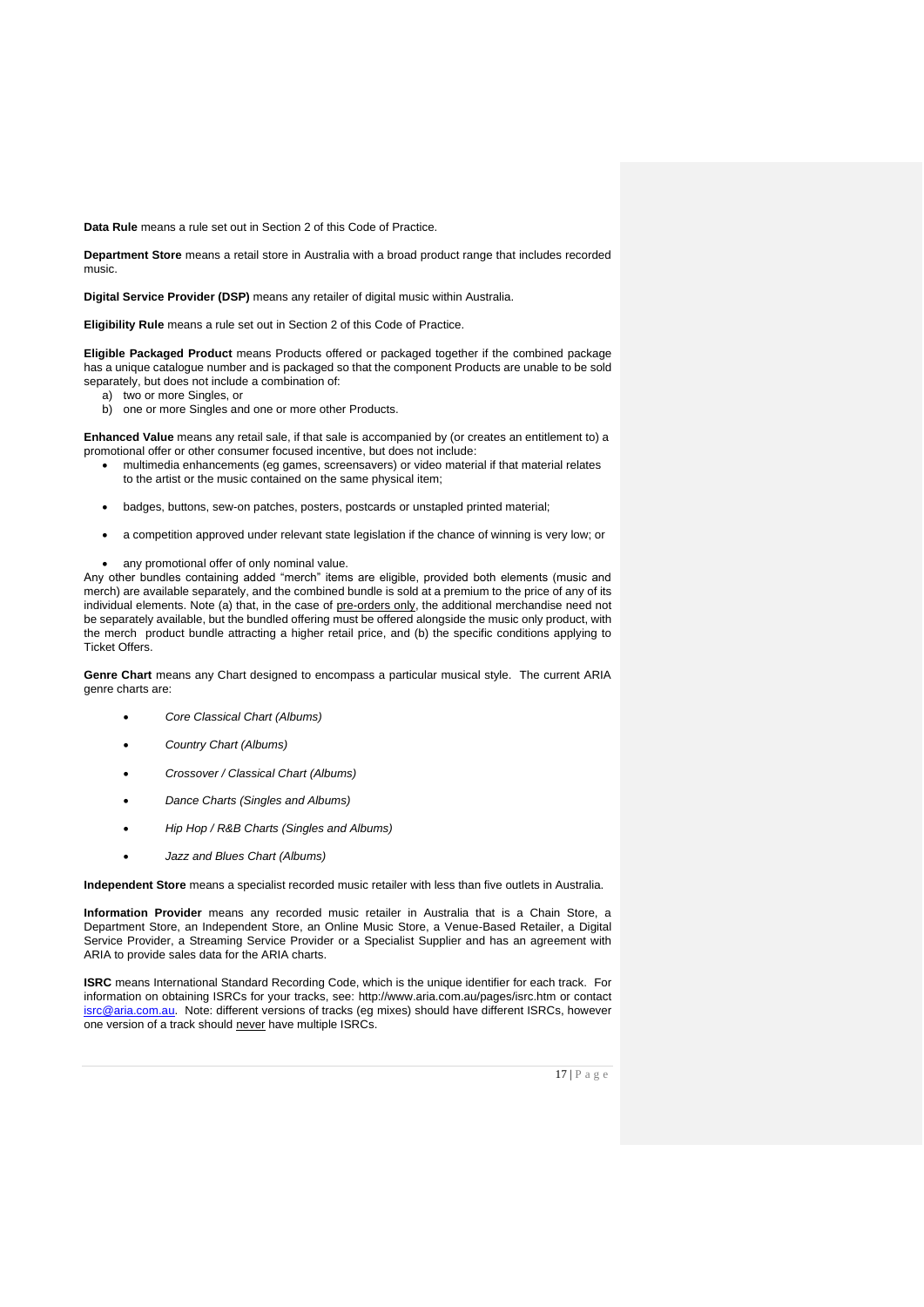**Data Rule** means a rule set out in Section 2 of this Code of Practice.

**Department Store** means a retail store in Australia with a broad product range that includes recorded music.

**Digital Service Provider (DSP)** means any retailer of digital music within Australia.

**Eligibility Rule** means a rule set out in Section 2 of this Code of Practice.

**Eligible Packaged Product** means Products offered or packaged together if the combined package has a unique catalogue number and is packaged so that the component Products are unable to be sold separately, but does not include a combination of:

a) two or more Singles, or
b) one or more Singles and one or more other Products.

**Enhanced Value** means any retail sale, if that sale is accompanied by (or creates an entitlement to) a promotional offer or other consumer focused incentive, but does not include:

- multimedia enhancements (eg games, screensavers) or video material if that material relates to the artist or the music contained on the same physical item;
- badges, buttons, sew-on patches, posters, postcards or unstapled printed material;
- a competition approved under relevant state legislation if the chance of winning is very low; or
- any promotional offer of only nominal value.

Any other bundles containing added "merch" items are eligible, provided both elements (music and merch) are available separately, and the combined bundle is sold at a premium to the price of any of its individual elements. Note (a) that, in the case of pre-orders only, the additional merchandise need not be separately available, but the bundled offering must be offered alongside the music only product, with the merch product bundle attracting a higher retail price, and (b) the specific conditions applying to Ticket Offers.

**Genre Chart** means any Chart designed to encompass a particular musical style. The current ARIA genre charts are:

- *Core Classical Chart (Albums)*
- *Country Chart (Albums)*
- *Crossover / Classical Chart (Albums)*
- *Dance Charts (Singles and Albums)*
- *Hip Hop / R&B Charts (Singles and Albums)*
- *Jazz and Blues Chart (Albums)*

**Independent Store** means a specialist recorded music retailer with less than five outlets in Australia.

**Information Provider** means any recorded music retailer in Australia that is a Chain Store, a Department Store, an Independent Store, an Online Music Store, a Venue-Based Retailer, a Digital Service Provider, a Streaming Service Provider or a Specialist Supplier and has an agreement with ARIA to provide sales data for the ARIA charts.

**ISRC** means International Standard Recording Code, which is the unique identifier for each track. For information on obtaining ISRCs for your tracks, see: http://www.aria.com.au/pages/isrc.htm or contact isrc@aria.com.au. Note: different versions of tracks (eg mixes) should have different ISRCs, however one version of a track should never have multiple ISRCs.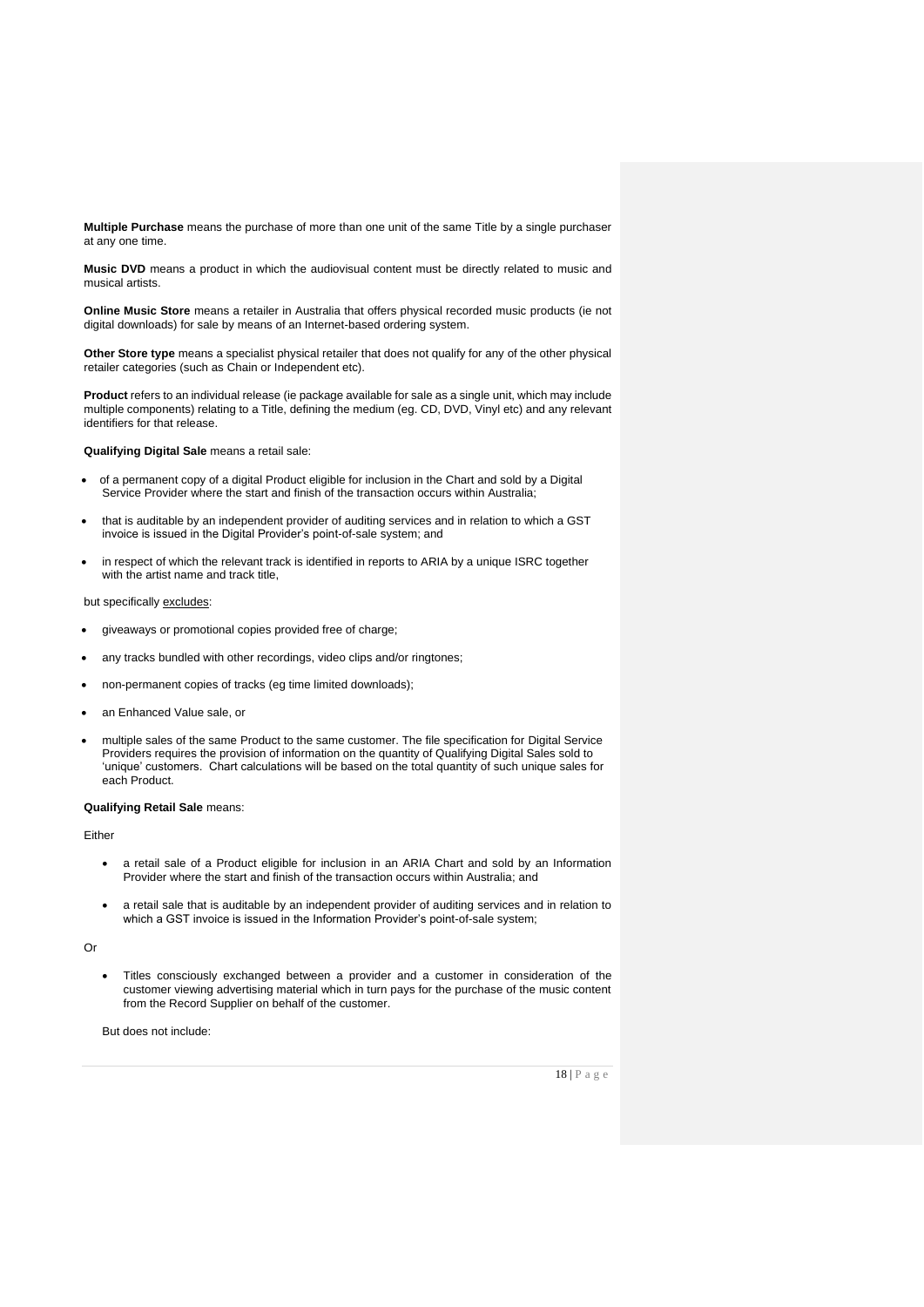**Multiple Purchase** means the purchase of more than one unit of the same Title by a single purchaser at any one time.

**Music DVD** means a product in which the audiovisual content must be directly related to music and musical artists.

**Online Music Store** means a retailer in Australia that offers physical recorded music products (ie not digital downloads) for sale by means of an Internet-based ordering system.

**Other Store type** means a specialist physical retailer that does not qualify for any of the other physical retailer categories (such as Chain or Independent etc).

**Product** refers to an individual release (ie package available for sale as a single unit, which may include multiple components) relating to a Title, defining the medium (eg. CD, DVD, Vinyl etc) and any relevant identifiers for that release.

**Qualifying Digital Sale** means a retail sale:

- of a permanent copy of a digital Product eligible for inclusion in the Chart and sold by a Digital Service Provider where the start and finish of the transaction occurs within Australia;
- that is auditable by an independent provider of auditing services and in relation to which a GST invoice is issued in the Digital Provider's point-of-sale system; and
- in respect of which the relevant track is identified in reports to ARIA by a unique ISRC together with the artist name and track title,

but specifically excludes:

- giveaways or promotional copies provided free of charge;
- any tracks bundled with other recordings, video clips and/or ringtones;
- non-permanent copies of tracks (eg time limited downloads);
- an Enhanced Value sale, or
- multiple sales of the same Product to the same customer. The file specification for Digital Service Providers requires the provision of information on the quantity of Qualifying Digital Sales sold to 'unique' customers. Chart calculations will be based on the total quantity of such unique sales for each Product.

**Qualifying Retail Sale** means:

Either

- a retail sale of a Product eligible for inclusion in an ARIA Chart and sold by an Information Provider where the start and finish of the transaction occurs within Australia; and
- a retail sale that is auditable by an independent provider of auditing services and in relation to which a GST invoice is issued in the Information Provider's point-of-sale system;

Or

- Titles consciously exchanged between a provider and a customer in consideration of the customer viewing advertising material which in turn pays for the purchase of the music content from the Record Supplier on behalf of the customer.

But does not include: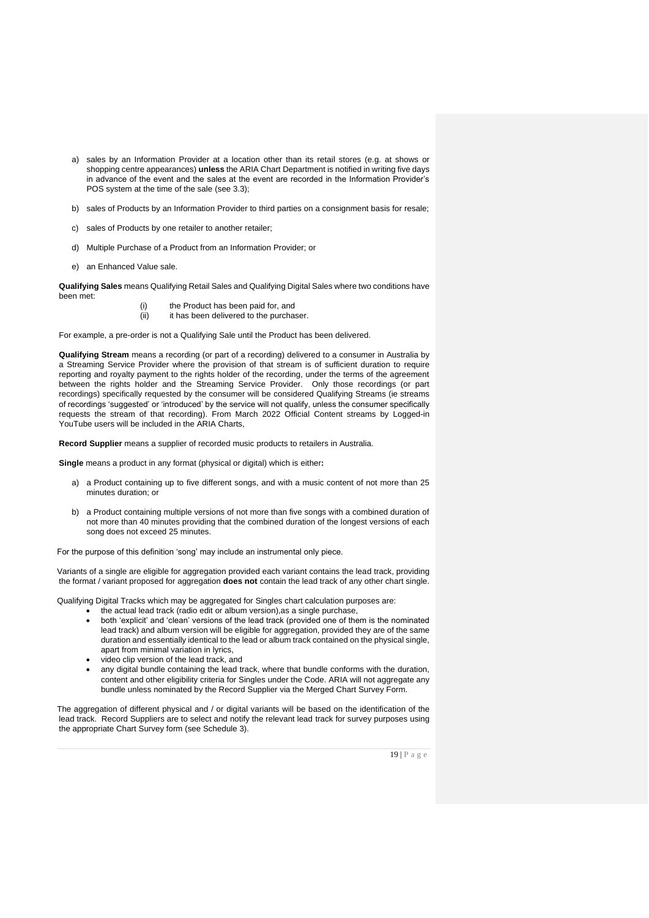a) sales by an Information Provider at a location other than its retail stores (e.g. at shows or shopping centre appearances) **unless** the ARIA Chart Department is notified in writing five days in advance of the event and the sales at the event are recorded in the Information Provider's POS system at the time of the sale (see 3.3);

b) sales of Products by an Information Provider to third parties on a consignment basis for resale;

c) sales of Products by one retailer to another retailer;

d) Multiple Purchase of a Product from an Information Provider; or

e) an Enhanced Value sale.

**Qualifying Sales** means Qualifying Retail Sales and Qualifying Digital Sales where two conditions have been met:

(i) the Product has been paid for, and
(ii) it has been delivered to the purchaser.

For example, a pre-order is not a Qualifying Sale until the Product has been delivered.

**Qualifying Stream** means a recording (or part of a recording) delivered to a consumer in Australia by a Streaming Service Provider where the provision of that stream is of sufficient duration to require reporting and royalty payment to the rights holder of the recording, under the terms of the agreement between the rights holder and the Streaming Service Provider. Only those recordings (or part recordings) specifically requested by the consumer will be considered Qualifying Streams (ie streams of recordings 'suggested' or 'introduced' by the service will not qualify, unless the consumer specifically requests the stream of that recording). From March 2022 Official Content streams by Logged-in YouTube users will be included in the ARIA Charts,

**Record Supplier** means a supplier of recorded music products to retailers in Australia.

**Single** means a product in any format (physical or digital) which is either**:**

a) a Product containing up to five different songs, and with a music content of not more than 25 minutes duration; or

b) a Product containing multiple versions of not more than five songs with a combined duration of not more than 40 minutes providing that the combined duration of the longest versions of each song does not exceed 25 minutes.

For the purpose of this definition 'song' may include an instrumental only piece.

Variants of a single are eligible for aggregation provided each variant contains the lead track, providing the format / variant proposed for aggregation **does not** contain the lead track of any other chart single.

Qualifying Digital Tracks which may be aggregated for Singles chart calculation purposes are:

- the actual lead track (radio edit or album version),as a single purchase,
- both 'explicit' and 'clean' versions of the lead track (provided one of them is the nominated lead track) and album version will be eligible for aggregation, provided they are of the same duration and essentially identical to the lead or album track contained on the physical single, apart from minimal variation in lyrics,
- video clip version of the lead track, and
- any digital bundle containing the lead track, where that bundle conforms with the duration, content and other eligibility criteria for Singles under the Code. ARIA will not aggregate any bundle unless nominated by the Record Supplier via the Merged Chart Survey Form.

The aggregation of different physical and / or digital variants will be based on the identification of the lead track. Record Suppliers are to select and notify the relevant lead track for survey purposes using the appropriate Chart Survey form (see Schedule 3).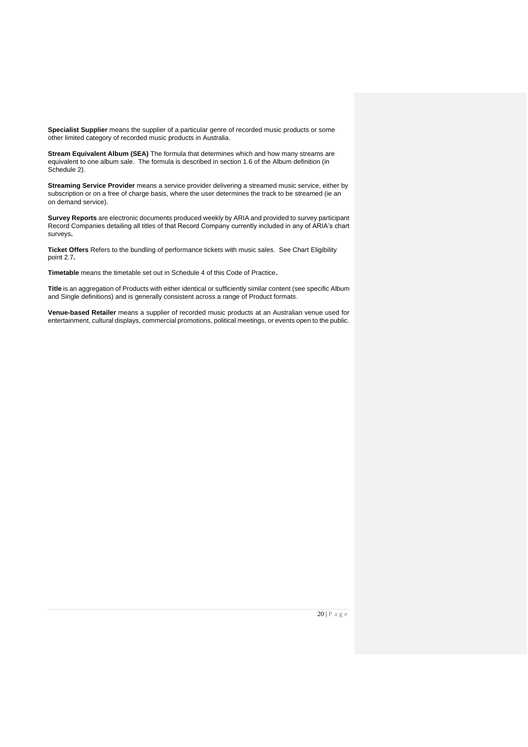**Specialist Supplier** means the supplier of a particular genre of recorded music products or some other limited category of recorded music products in Australia.

**Stream Equivalent Album (SEA)** The formula that determines which and how many streams are equivalent to one album sale. The formula is described in section 1.6 of the Album definition (in Schedule 2).

**Streaming Service Provider** means a service provider delivering a streamed music service, either by subscription or on a free of charge basis, where the user determines the track to be streamed (ie an on demand service).

**Survey Reports** are electronic documents produced weekly by ARIA and provided to survey participant Record Companies detailing all titles of that Record Company currently included in any of ARIA's chart surveys**.**

**Ticket Offers** Refers to the bundling of performance tickets with music sales. See Chart Eligibility point 2.7**.**

**Timetable** means the timetable set out in Schedule 4 of this Code of Practice**.**

**Title** is an aggregation of Products with either identical or sufficiently similar content (see specific Album and Single definitions) and is generally consistent across a range of Product formats.

**Venue-based Retailer** means a supplier of recorded music products at an Australian venue used for entertainment, cultural displays, commercial promotions, political meetings, or events open to the public.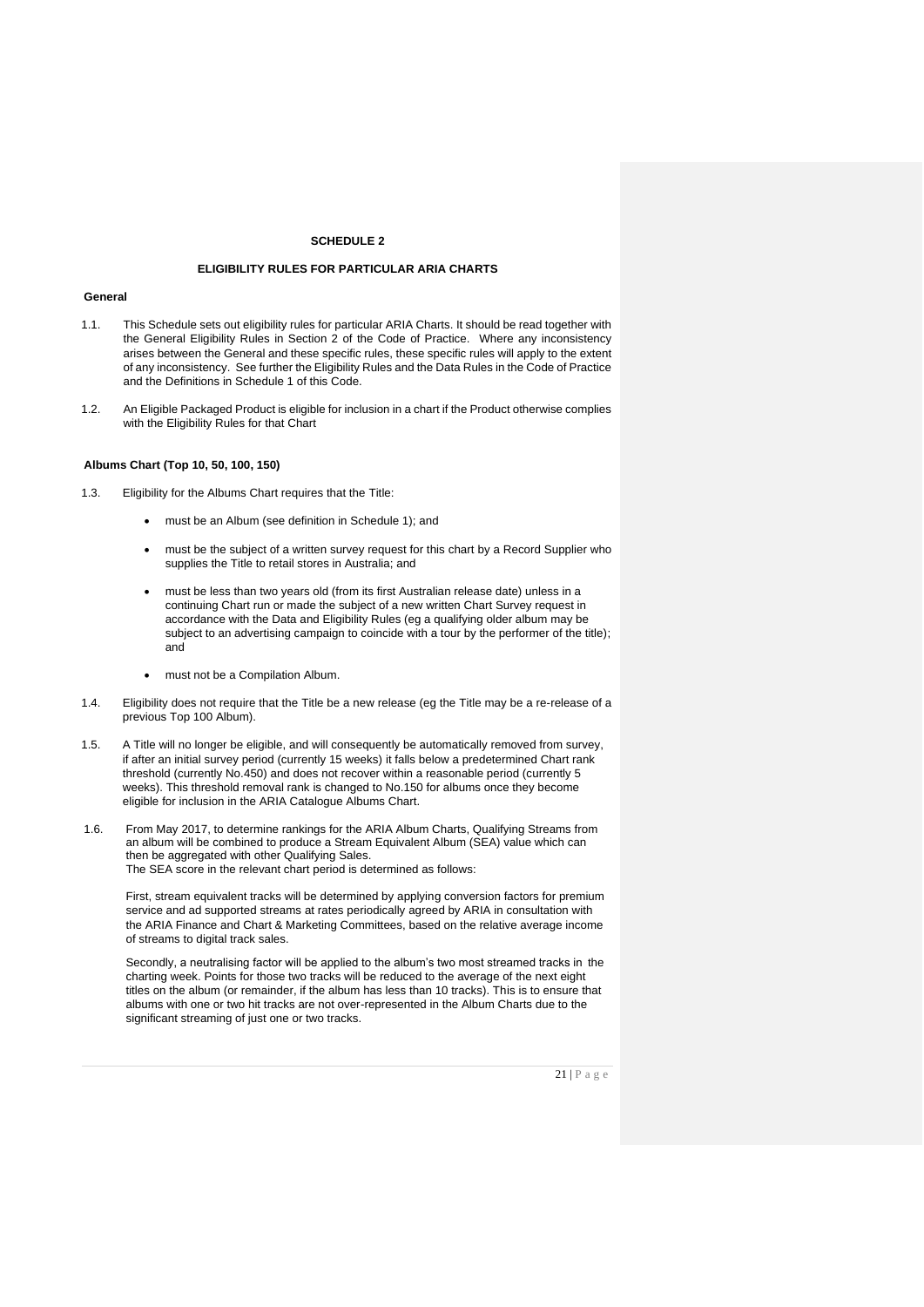## SCHEDULE 2

## ELIGIBILITY RULES FOR PARTICULAR ARIA CHARTS

### General

1.1. This Schedule sets out eligibility rules for particular ARIA Charts. It should be read together with the General Eligibility Rules in Section 2 of the Code of Practice. Where any inconsistency arises between the General and these specific rules, these specific rules will apply to the extent of any inconsistency. See further the Eligibility Rules and the Data Rules in the Code of Practice and the Definitions in Schedule 1 of this Code.

1.2. An Eligible Packaged Product is eligible for inclusion in a chart if the Product otherwise complies with the Eligibility Rules for that Chart

### Albums Chart (Top 10, 50, 100, 150)

1.3. Eligibility for the Albums Chart requires that the Title:

- must be an Album (see definition in Schedule 1); and
- must be the subject of a written survey request for this chart by a Record Supplier who supplies the Title to retail stores in Australia; and
- must be less than two years old (from its first Australian release date) unless in a continuing Chart run or made the subject of a new written Chart Survey request in accordance with the Data and Eligibility Rules (eg a qualifying older album may be subject to an advertising campaign to coincide with a tour by the performer of the title); and
- must not be a Compilation Album.

1.4. Eligibility does not require that the Title be a new release (eg the Title may be a re-release of a previous Top 100 Album).

1.5. A Title will no longer be eligible, and will consequently be automatically removed from survey, if after an initial survey period (currently 15 weeks) it falls below a predetermined Chart rank threshold (currently No.450) and does not recover within a reasonable period (currently 5 weeks). This threshold removal rank is changed to No.150 for albums once they become eligible for inclusion in the ARIA Catalogue Albums Chart.

1.6. From May 2017, to determine rankings for the ARIA Album Charts, Qualifying Streams from an album will be combined to produce a Stream Equivalent Album (SEA) value which can then be aggregated with other Qualifying Sales.
The SEA score in the relevant chart period is determined as follows:

First, stream equivalent tracks will be determined by applying conversion factors for premium service and ad supported streams at rates periodically agreed by ARIA in consultation with the ARIA Finance and Chart & Marketing Committees, based on the relative average income of streams to digital track sales.

Secondly, a neutralising factor will be applied to the album's two most streamed tracks in the charting week. Points for those two tracks will be reduced to the average of the next eight titles on the album (or remainder, if the album has less than 10 tracks). This is to ensure that albums with one or two hit tracks are not over-represented in the Album Charts due to the significant streaming of just one or two tracks.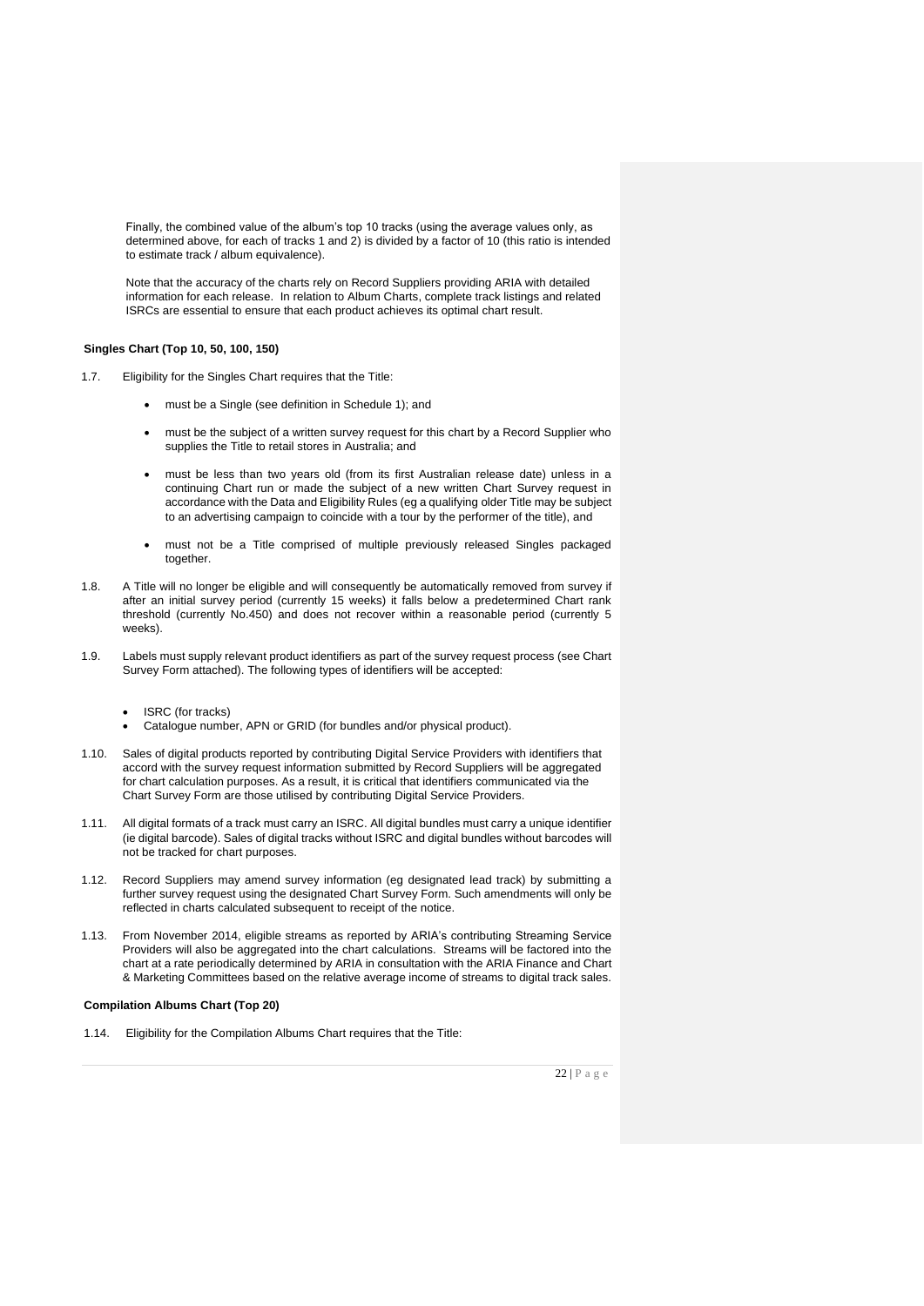Finally, the combined value of the album's top 10 tracks (using the average values only, as determined above, for each of tracks 1 and 2) is divided by a factor of 10 (this ratio is intended to estimate track / album equivalence).

Note that the accuracy of the charts rely on Record Suppliers providing ARIA with detailed information for each release. In relation to Album Charts, complete track listings and related ISRCs are essential to ensure that each product achieves its optimal chart result.

**Singles Chart (Top 10, 50, 100, 150)**

1.7. Eligibility for the Singles Chart requires that the Title:

- must be a Single (see definition in Schedule 1); and
- must be the subject of a written survey request for this chart by a Record Supplier who supplies the Title to retail stores in Australia; and
- must be less than two years old (from its first Australian release date) unless in a continuing Chart run or made the subject of a new written Chart Survey request in accordance with the Data and Eligibility Rules (eg a qualifying older Title may be subject to an advertising campaign to coincide with a tour by the performer of the title), and
- must not be a Title comprised of multiple previously released Singles packaged together.

1.8. A Title will no longer be eligible and will consequently be automatically removed from survey if after an initial survey period (currently 15 weeks) it falls below a predetermined Chart rank threshold (currently No.450) and does not recover within a reasonable period (currently 5 weeks).

1.9. Labels must supply relevant product identifiers as part of the survey request process (see Chart Survey Form attached). The following types of identifiers will be accepted:

- ISRC (for tracks)
- Catalogue number, APN or GRID (for bundles and/or physical product).

1.10. Sales of digital products reported by contributing Digital Service Providers with identifiers that accord with the survey request information submitted by Record Suppliers will be aggregated for chart calculation purposes. As a result, it is critical that identifiers communicated via the Chart Survey Form are those utilised by contributing Digital Service Providers.

1.11. All digital formats of a track must carry an ISRC. All digital bundles must carry a unique identifier (ie digital barcode). Sales of digital tracks without ISRC and digital bundles without barcodes will not be tracked for chart purposes.

1.12. Record Suppliers may amend survey information (eg designated lead track) by submitting a further survey request using the designated Chart Survey Form. Such amendments will only be reflected in charts calculated subsequent to receipt of the notice.

1.13. From November 2014, eligible streams as reported by ARIA's contributing Streaming Service Providers will also be aggregated into the chart calculations. Streams will be factored into the chart at a rate periodically determined by ARIA in consultation with the ARIA Finance and Chart & Marketing Committees based on the relative average income of streams to digital track sales.

**Compilation Albums Chart (Top 20)**

1.14. Eligibility for the Compilation Albums Chart requires that the Title: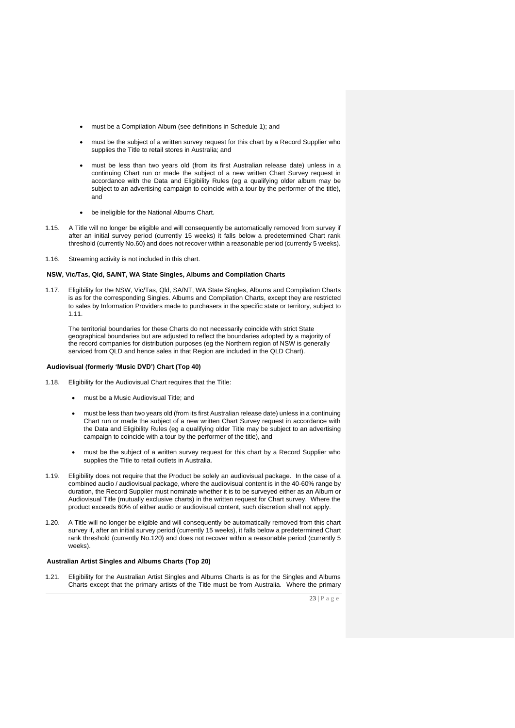- must be a Compilation Album (see definitions in Schedule 1); and
- must be the subject of a written survey request for this chart by a Record Supplier who supplies the Title to retail stores in Australia; and
- must be less than two years old (from its first Australian release date) unless in a continuing Chart run or made the subject of a new written Chart Survey request in accordance with the Data and Eligibility Rules (eg a qualifying older album may be subject to an advertising campaign to coincide with a tour by the performer of the title), and
- be ineligible for the National Albums Chart.

1.15. A Title will no longer be eligible and will consequently be automatically removed from survey if after an initial survey period (currently 15 weeks) it falls below a predetermined Chart rank threshold (currently No.60) and does not recover within a reasonable period (currently 5 weeks).

1.16. Streaming activity is not included in this chart.

**NSW, Vic/Tas, Qld, SA/NT, WA State Singles, Albums and Compilation Charts**

1.17. Eligibility for the NSW, Vic/Tas, Qld, SA/NT, WA State Singles, Albums and Compilation Charts is as for the corresponding Singles. Albums and Compilation Charts, except they are restricted to sales by Information Providers made to purchasers in the specific state or territory, subject to 1.11.

The territorial boundaries for these Charts do not necessarily coincide with strict State geographical boundaries but are adjusted to reflect the boundaries adopted by a majority of the record companies for distribution purposes (eg the Northern region of NSW is generally serviced from QLD and hence sales in that Region are included in the QLD Chart).

**Audiovisual (formerly 'Music DVD') Chart (Top 40)**

1.18. Eligibility for the Audiovisual Chart requires that the Title:

- must be a Music Audiovisual Title; and
- must be less than two years old (from its first Australian release date) unless in a continuing Chart run or made the subject of a new written Chart Survey request in accordance with the Data and Eligibility Rules (eg a qualifying older Title may be subject to an advertising campaign to coincide with a tour by the performer of the title), and
- must be the subject of a written survey request for this chart by a Record Supplier who supplies the Title to retail outlets in Australia.

1.19. Eligibility does not require that the Product be solely an audiovisual package. In the case of a combined audio / audiovisual package, where the audiovisual content is in the 40-60% range by duration, the Record Supplier must nominate whether it is to be surveyed either as an Album or Audiovisual Title (mutually exclusive charts) in the written request for Chart survey. Where the product exceeds 60% of either audio or audiovisual content, such discretion shall not apply.

1.20. A Title will no longer be eligible and will consequently be automatically removed from this chart survey if, after an initial survey period (currently 15 weeks), it falls below a predetermined Chart rank threshold (currently No.120) and does not recover within a reasonable period (currently 5 weeks).

**Australian Artist Singles and Albums Charts (Top 20)**

1.21. Eligibility for the Australian Artist Singles and Albums Charts is as for the Singles and Albums Charts except that the primary artists of the Title must be from Australia. Where the primary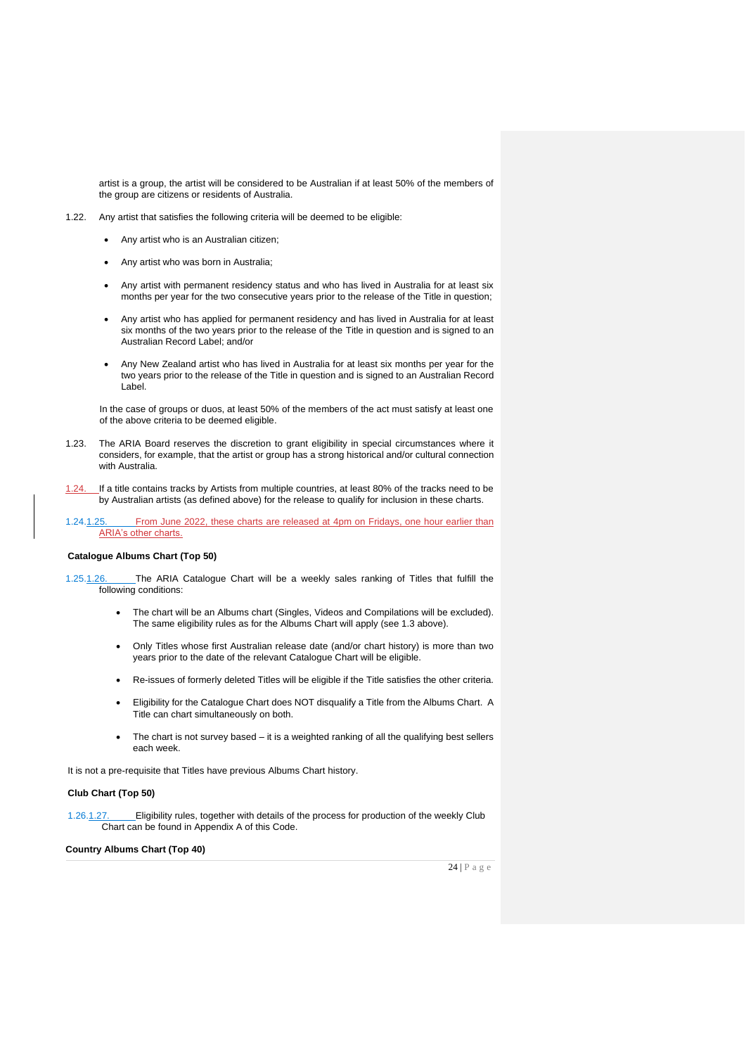artist is a group, the artist will be considered to be Australian if at least 50% of the members of the group are citizens or residents of Australia.

1.22. Any artist that satisfies the following criteria will be deemed to be eligible:

- Any artist who is an Australian citizen;
- Any artist who was born in Australia;
- Any artist with permanent residency status and who has lived in Australia for at least six months per year for the two consecutive years prior to the release of the Title in question;
- Any artist who has applied for permanent residency and has lived in Australia for at least six months of the two years prior to the release of the Title in question and is signed to an Australian Record Label; and/or
- Any New Zealand artist who has lived in Australia for at least six months per year for the two years prior to the release of the Title in question and is signed to an Australian Record Label.

In the case of groups or duos, at least 50% of the members of the act must satisfy at least one of the above criteria to be deemed eligible.

1.23. The ARIA Board reserves the discretion to grant eligibility in special circumstances where it considers, for example, that the artist or group has a strong historical and/or cultural connection with Australia.

1.24. If a title contains tracks by Artists from multiple countries, at least 80% of the tracks need to be by Australian artists (as defined above) for the release to qualify for inclusion in these charts.

1.24.1.25. From June 2022, these charts are released at 4pm on Fridays, one hour earlier than ARIA's other charts.

**Catalogue Albums Chart (Top 50)**

1.25.1.26. The ARIA Catalogue Chart will be a weekly sales ranking of Titles that fulfill the following conditions:

- The chart will be an Albums chart (Singles, Videos and Compilations will be excluded). The same eligibility rules as for the Albums Chart will apply (see 1.3 above).
- Only Titles whose first Australian release date (and/or chart history) is more than two years prior to the date of the relevant Catalogue Chart will be eligible.
- Re-issues of formerly deleted Titles will be eligible if the Title satisfies the other criteria.
- Eligibility for the Catalogue Chart does NOT disqualify a Title from the Albums Chart. A Title can chart simultaneously on both.
- The chart is not survey based – it is a weighted ranking of all the qualifying best sellers each week.

It is not a pre-requisite that Titles have previous Albums Chart history.

**Club Chart (Top 50)**

1.26.1.27. Eligibility rules, together with details of the process for production of the weekly Club Chart can be found in Appendix A of this Code.

**Country Albums Chart (Top 40)**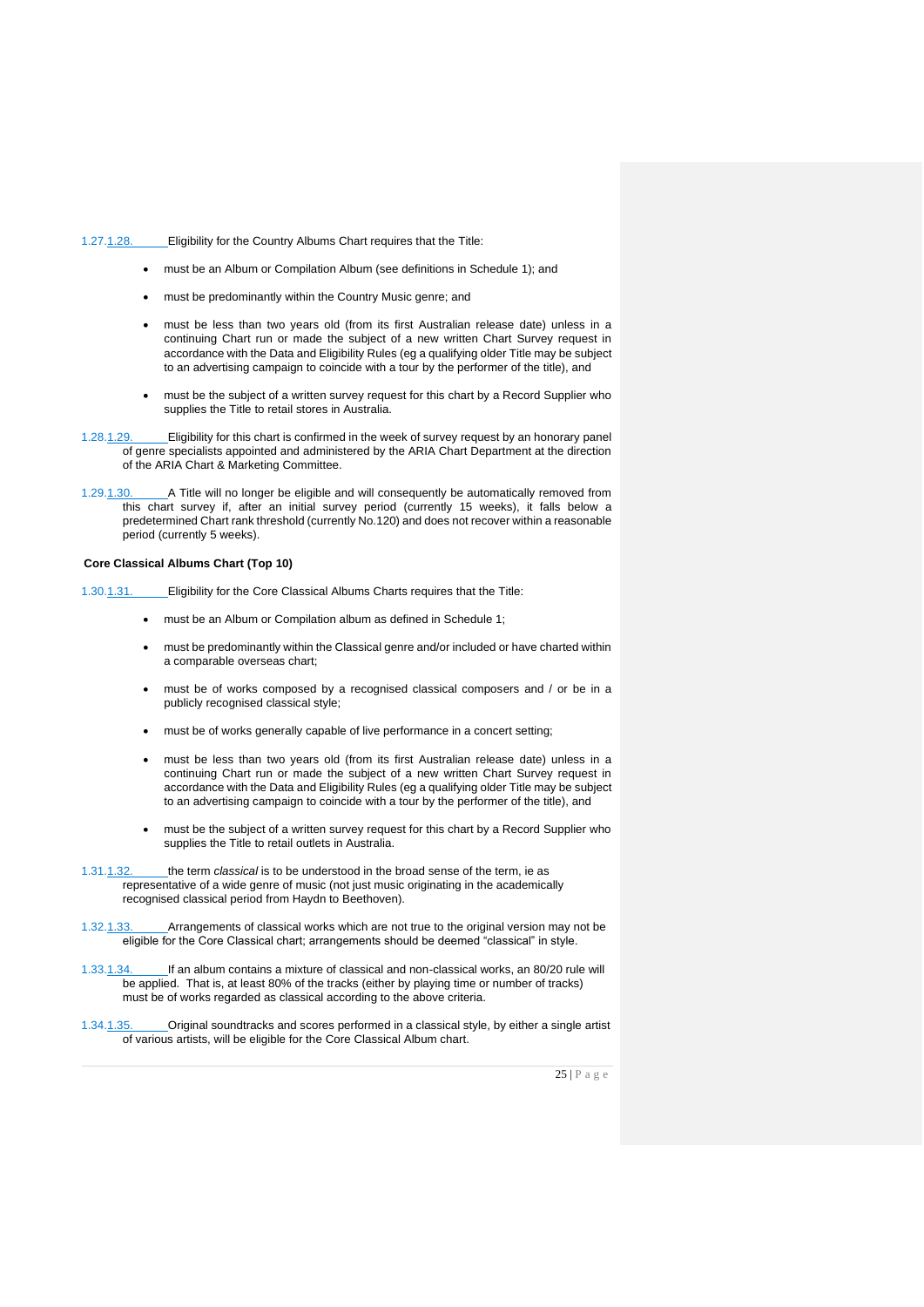1.27.1.28. Eligibility for the Country Albums Chart requires that the Title:

- must be an Album or Compilation Album (see definitions in Schedule 1); and
- must be predominantly within the Country Music genre; and
- must be less than two years old (from its first Australian release date) unless in a continuing Chart run or made the subject of a new written Chart Survey request in accordance with the Data and Eligibility Rules (eg a qualifying older Title may be subject to an advertising campaign to coincide with a tour by the performer of the title), and
- must be the subject of a written survey request for this chart by a Record Supplier who supplies the Title to retail stores in Australia.

1.28.1.29. Eligibility for this chart is confirmed in the week of survey request by an honorary panel of genre specialists appointed and administered by the ARIA Chart Department at the direction of the ARIA Chart & Marketing Committee.

1.29.1.30. A Title will no longer be eligible and will consequently be automatically removed from this chart survey if, after an initial survey period (currently 15 weeks), it falls below a predetermined Chart rank threshold (currently No.120) and does not recover within a reasonable period (currently 5 weeks).

**Core Classical Albums Chart (Top 10)**

1.30.1.31. Eligibility for the Core Classical Albums Charts requires that the Title:

- must be an Album or Compilation album as defined in Schedule 1;
- must be predominantly within the Classical genre and/or included or have charted within a comparable overseas chart;
- must be of works composed by a recognised classical composers and / or be in a publicly recognised classical style;
- must be of works generally capable of live performance in a concert setting;
- must be less than two years old (from its first Australian release date) unless in a continuing Chart run or made the subject of a new written Chart Survey request in accordance with the Data and Eligibility Rules (eg a qualifying older Title may be subject to an advertising campaign to coincide with a tour by the performer of the title), and
- must be the subject of a written survey request for this chart by a Record Supplier who supplies the Title to retail outlets in Australia.

1.31.1.32. the term *classical* is to be understood in the broad sense of the term, ie as representative of a wide genre of music (not just music originating in the academically recognised classical period from Haydn to Beethoven).

1.32.1.33. Arrangements of classical works which are not true to the original version may not be eligible for the Core Classical chart; arrangements should be deemed "classical" in style.

1.33.1.34. If an album contains a mixture of classical and non-classical works, an 80/20 rule will be applied. That is, at least 80% of the tracks (either by playing time or number of tracks) must be of works regarded as classical according to the above criteria.

1.34.1.35. Original soundtracks and scores performed in a classical style, by either a single artist of various artists, will be eligible for the Core Classical Album chart.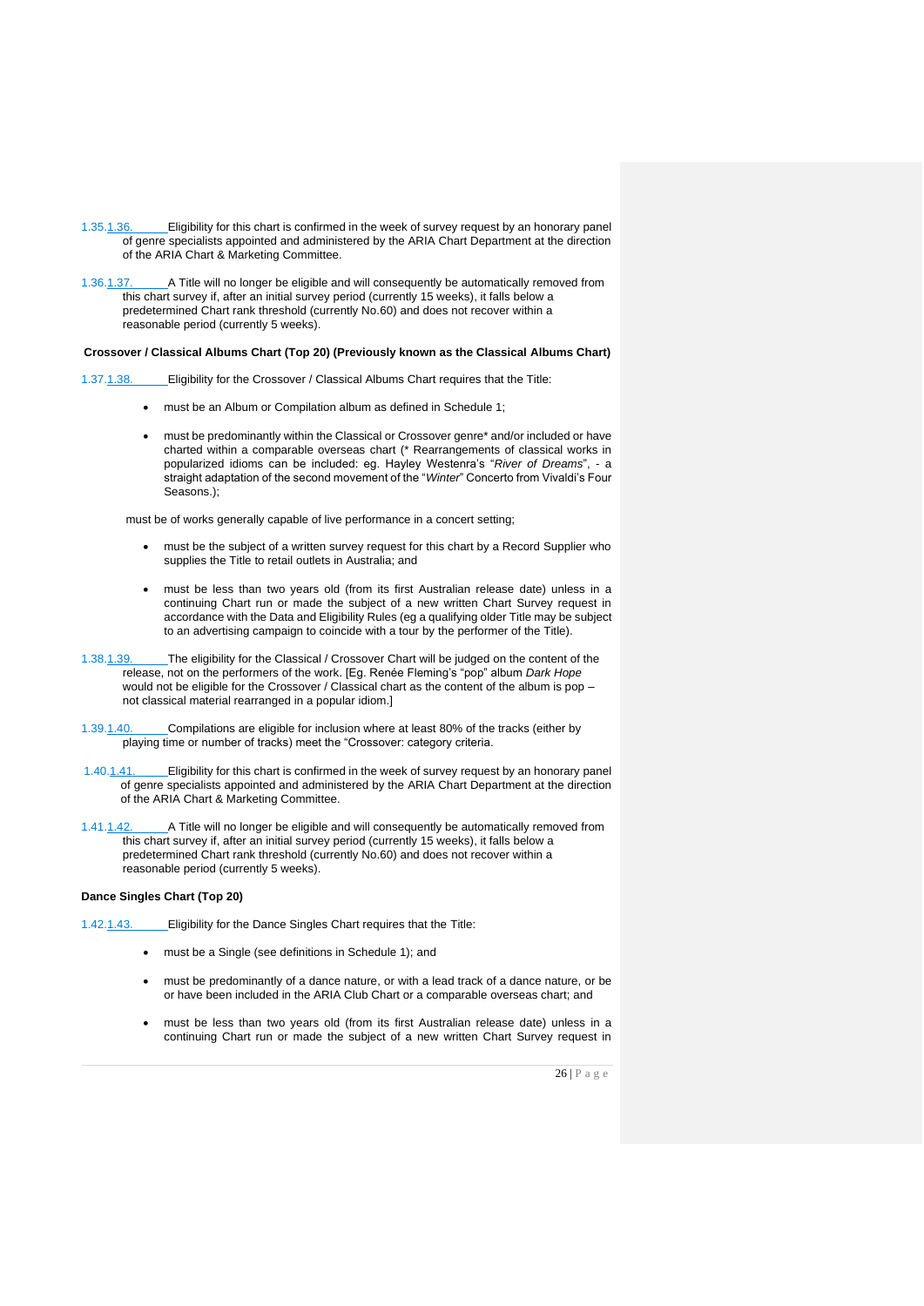1.35.1.36. Eligibility for this chart is confirmed in the week of survey request by an honorary panel of genre specialists appointed and administered by the ARIA Chart Department at the direction of the ARIA Chart & Marketing Committee.

1.36.1.37. A Title will no longer be eligible and will consequently be automatically removed from this chart survey if, after an initial survey period (currently 15 weeks), it falls below a predetermined Chart rank threshold (currently No.60) and does not recover within a reasonable period (currently 5 weeks).

**Crossover / Classical Albums Chart (Top 20) (Previously known as the Classical Albums Chart)**

1.37.1.38. Eligibility for the Crossover / Classical Albums Chart requires that the Title:

- must be an Album or Compilation album as defined in Schedule 1;
- must be predominantly within the Classical or Crossover genre* and/or included or have charted within a comparable overseas chart (* Rearrangements of classical works in popularized idioms can be included: eg. Hayley Westenra's "*River of Dreams*", - a straight adaptation of the second movement of the "*Winter*" Concerto from Vivaldi's Four Seasons.);

must be of works generally capable of live performance in a concert setting;

- must be the subject of a written survey request for this chart by a Record Supplier who supplies the Title to retail outlets in Australia; and
- must be less than two years old (from its first Australian release date) unless in a continuing Chart run or made the subject of a new written Chart Survey request in accordance with the Data and Eligibility Rules (eg a qualifying older Title may be subject to an advertising campaign to coincide with a tour by the performer of the Title).

1.38.1.39. The eligibility for the Classical / Crossover Chart will be judged on the content of the release, not on the performers of the work. [Eg. Renée Fleming's "pop" album *Dark Hope* would not be eligible for the Crossover / Classical chart as the content of the album is pop – not classical material rearranged in a popular idiom.]

1.39.1.40. Compilations are eligible for inclusion where at least 80% of the tracks (either by playing time or number of tracks) meet the "Crossover: category criteria.

1.40.1.41. Eligibility for this chart is confirmed in the week of survey request by an honorary panel of genre specialists appointed and administered by the ARIA Chart Department at the direction of the ARIA Chart & Marketing Committee.

1.41.1.42. A Title will no longer be eligible and will consequently be automatically removed from this chart survey if, after an initial survey period (currently 15 weeks), it falls below a predetermined Chart rank threshold (currently No.60) and does not recover within a reasonable period (currently 5 weeks).

**Dance Singles Chart (Top 20)**

1.42.1.43. Eligibility for the Dance Singles Chart requires that the Title:

- must be a Single (see definitions in Schedule 1); and
- must be predominantly of a dance nature, or with a lead track of a dance nature, or be or have been included in the ARIA Club Chart or a comparable overseas chart; and
- must be less than two years old (from its first Australian release date) unless in a continuing Chart run or made the subject of a new written Chart Survey request in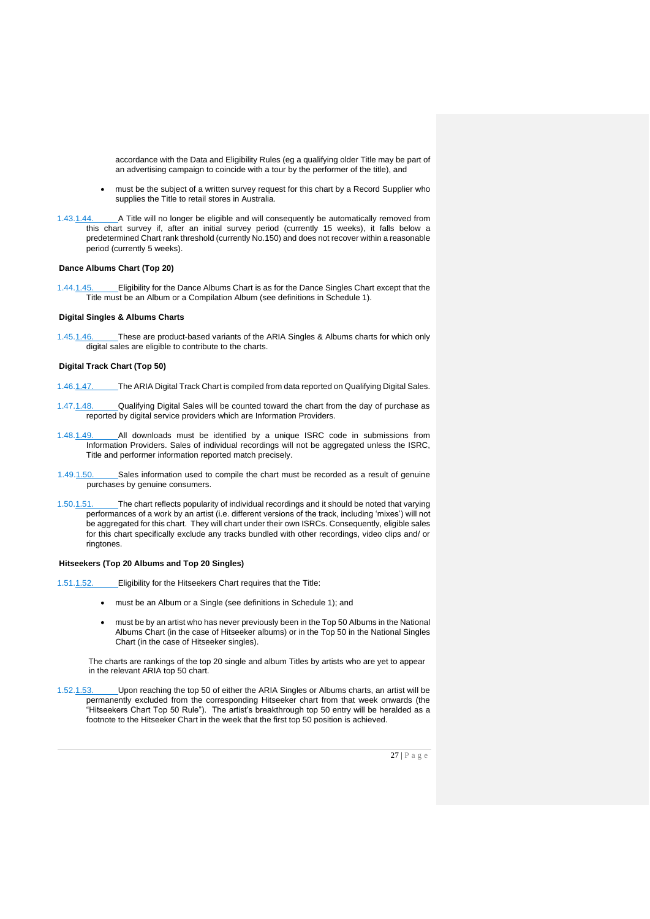accordance with the Data and Eligibility Rules (eg a qualifying older Title may be part of an advertising campaign to coincide with a tour by the performer of the title), and

- must be the subject of a written survey request for this chart by a Record Supplier who supplies the Title to retail stores in Australia.

1.43.1.44. A Title will no longer be eligible and will consequently be automatically removed from this chart survey if, after an initial survey period (currently 15 weeks), it falls below a predetermined Chart rank threshold (currently No.150) and does not recover within a reasonable period (currently 5 weeks).

**Dance Albums Chart (Top 20)**

1.44.1.45. Eligibility for the Dance Albums Chart is as for the Dance Singles Chart except that the Title must be an Album or a Compilation Album (see definitions in Schedule 1).

**Digital Singles & Albums Charts**

1.45.1.46. These are product-based variants of the ARIA Singles & Albums charts for which only digital sales are eligible to contribute to the charts.

**Digital Track Chart (Top 50)**

1.46.1.47. The ARIA Digital Track Chart is compiled from data reported on Qualifying Digital Sales.

1.47.1.48. Qualifying Digital Sales will be counted toward the chart from the day of purchase as reported by digital service providers which are Information Providers.

1.48.1.49. All downloads must be identified by a unique ISRC code in submissions from Information Providers. Sales of individual recordings will not be aggregated unless the ISRC, Title and performer information reported match precisely.

1.49.1.50. Sales information used to compile the chart must be recorded as a result of genuine purchases by genuine consumers.

1.50.1.51. The chart reflects popularity of individual recordings and it should be noted that varying performances of a work by an artist (i.e. different versions of the track, including 'mixes') will not be aggregated for this chart. They will chart under their own ISRCs. Consequently, eligible sales for this chart specifically exclude any tracks bundled with other recordings, video clips and/ or ringtones.

**Hitseekers (Top 20 Albums and Top 20 Singles)**

1.51.1.52. Eligibility for the Hitseekers Chart requires that the Title:

- must be an Album or a Single (see definitions in Schedule 1); and
- must be by an artist who has never previously been in the Top 50 Albums in the National Albums Chart (in the case of Hitseeker albums) or in the Top 50 in the National Singles Chart (in the case of Hitseeker singles).

The charts are rankings of the top 20 single and album Titles by artists who are yet to appear in the relevant ARIA top 50 chart.

1.52.1.53. Upon reaching the top 50 of either the ARIA Singles or Albums charts, an artist will be permanently excluded from the corresponding Hitseeker chart from that week onwards (the "Hitseekers Chart Top 50 Rule"). The artist's breakthrough top 50 entry will be heralded as a footnote to the Hitseeker Chart in the week that the first top 50 position is achieved.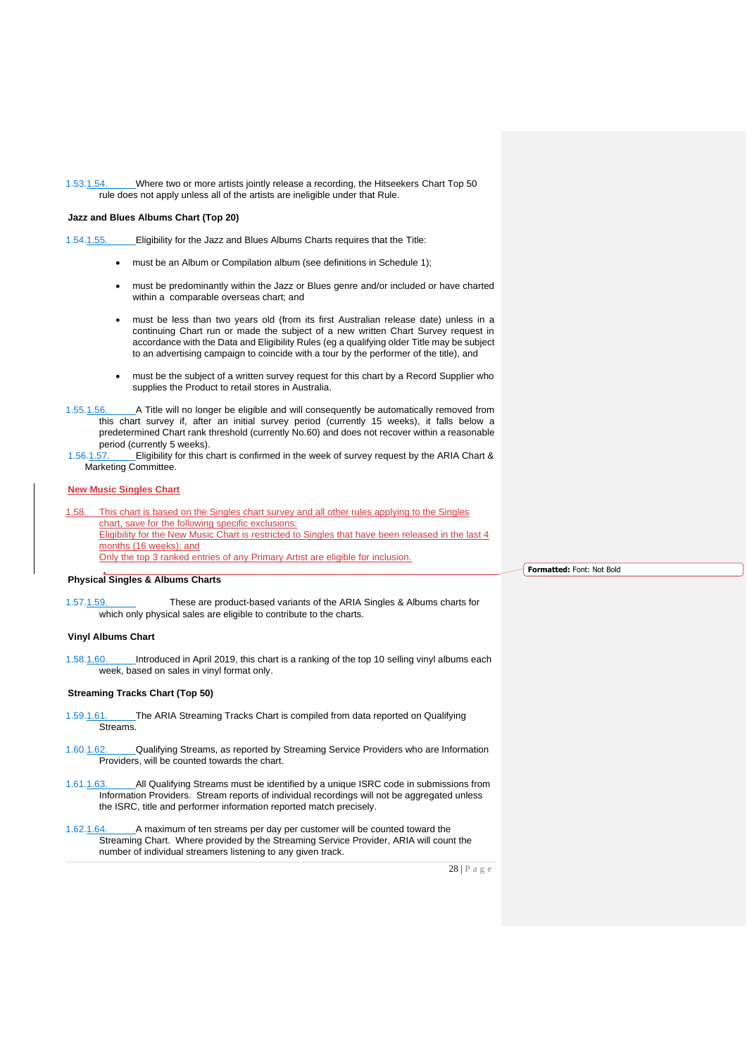1.53.1.54. Where two or more artists jointly release a recording, the Hitseekers Chart Top 50 rule does not apply unless all of the artists are ineligible under that Rule.

**Jazz and Blues Albums Chart (Top 20)**

1.54.1.55. Eligibility for the Jazz and Blues Albums Charts requires that the Title:

- must be an Album or Compilation album (see definitions in Schedule 1);
- must be predominantly within the Jazz or Blues genre and/or included or have charted within a comparable overseas chart; and
- must be less than two years old (from its first Australian release date) unless in a continuing Chart run or made the subject of a new written Chart Survey request in accordance with the Data and Eligibility Rules (eg a qualifying older Title may be subject to an advertising campaign to coincide with a tour by the performer of the title), and
- must be the subject of a written survey request for this chart by a Record Supplier who supplies the Product to retail stores in Australia.

1.55.1.56. A Title will no longer be eligible and will consequently be automatically removed from this chart survey if, after an initial survey period (currently 15 weeks), it falls below a predetermined Chart rank threshold (currently No.60) and does not recover within a reasonable period (currently 5 weeks).

1.56.1.57. Eligibility for this chart is confirmed in the week of survey request by the ARIA Chart & Marketing Committee.

**New Music Singles Chart**

1.58. This chart is based on the Singles chart survey and all other rules applying to the Singles chart, save for the following specific exclusions:
Eligibility for the New Music Chart is restricted to Singles that have been released in the last 4 months (16 weeks); and
Only the top 3 ranked entries of any Primary Artist are eligible for inclusion.

**Physical Singles & Albums Charts**

1.57.1.59. These are product-based variants of the ARIA Singles & Albums charts for which only physical sales are eligible to contribute to the charts.

**Vinyl Albums Chart**

1.58.1.60. Introduced in April 2019, this chart is a ranking of the top 10 selling vinyl albums each week, based on sales in vinyl format only.

**Streaming Tracks Chart (Top 50)**

1.59.1.61. The ARIA Streaming Tracks Chart is compiled from data reported on Qualifying Streams.

1.60.1.62. Qualifying Streams, as reported by Streaming Service Providers who are Information Providers, will be counted towards the chart.

1.61.1.63. All Qualifying Streams must be identified by a unique ISRC code in submissions from Information Providers. Stream reports of individual recordings will not be aggregated unless the ISRC, title and performer information reported match precisely.

1.62.1.64. A maximum of ten streams per day per customer will be counted toward the Streaming Chart. Where provided by the Streaming Service Provider, ARIA will count the number of individual streamers listening to any given track.

**Formatted:** Font: Not Bold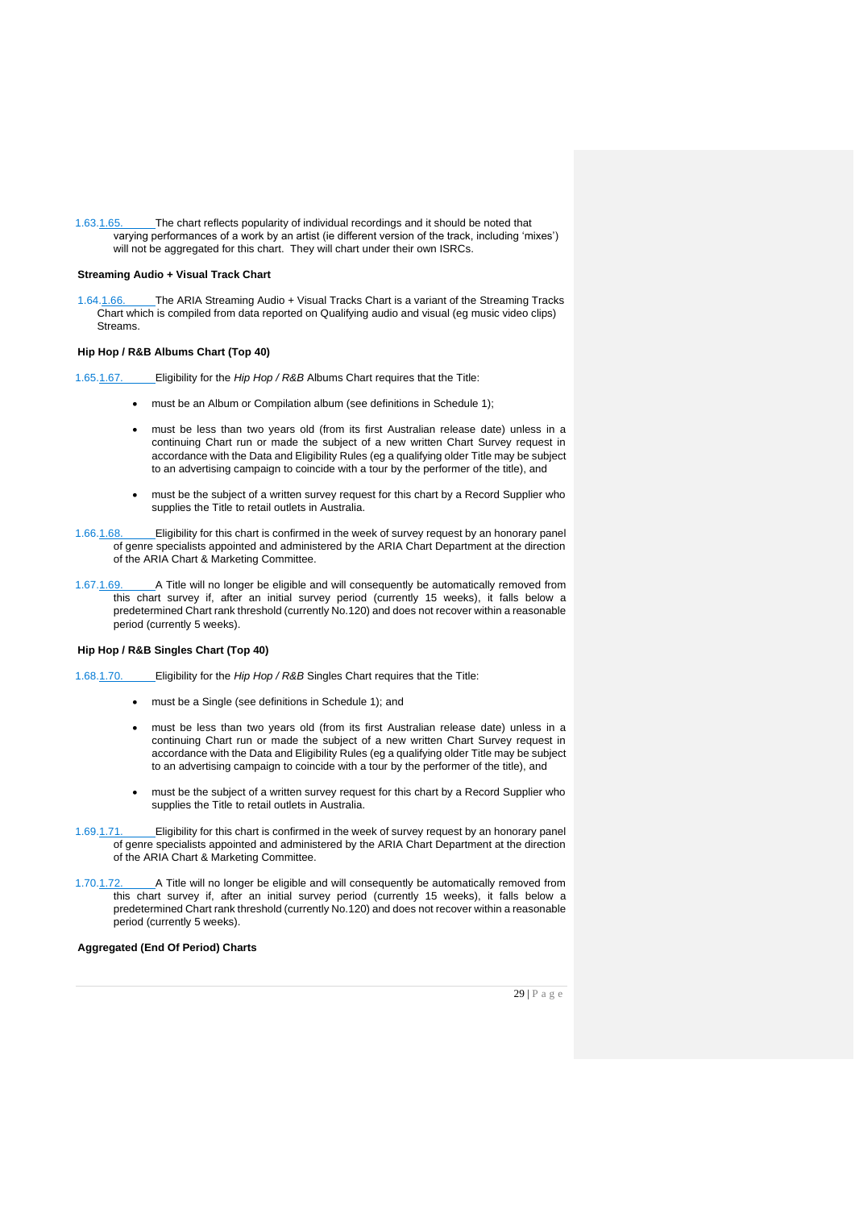1.63.1.65. The chart reflects popularity of individual recordings and it should be noted that varying performances of a work by an artist (ie different version of the track, including 'mixes') will not be aggregated for this chart. They will chart under their own ISRCs.

**Streaming Audio + Visual Track Chart**

1.64.1.66. The ARIA Streaming Audio + Visual Tracks Chart is a variant of the Streaming Tracks Chart which is compiled from data reported on Qualifying audio and visual (eg music video clips) Streams.

**Hip Hop / R&B Albums Chart (Top 40)**

1.65.1.67. Eligibility for the *Hip Hop / R&B* Albums Chart requires that the Title:

- must be an Album or Compilation album (see definitions in Schedule 1);
- must be less than two years old (from its first Australian release date) unless in a continuing Chart run or made the subject of a new written Chart Survey request in accordance with the Data and Eligibility Rules (eg a qualifying older Title may be subject to an advertising campaign to coincide with a tour by the performer of the title), and
- must be the subject of a written survey request for this chart by a Record Supplier who supplies the Title to retail outlets in Australia.

1.66.1.68. Eligibility for this chart is confirmed in the week of survey request by an honorary panel of genre specialists appointed and administered by the ARIA Chart Department at the direction of the ARIA Chart & Marketing Committee.

1.67.1.69. A Title will no longer be eligible and will consequently be automatically removed from this chart survey if, after an initial survey period (currently 15 weeks), it falls below a predetermined Chart rank threshold (currently No.120) and does not recover within a reasonable period (currently 5 weeks).

**Hip Hop / R&B Singles Chart (Top 40)**

1.68.1.70. Eligibility for the *Hip Hop / R&B* Singles Chart requires that the Title:

- must be a Single (see definitions in Schedule 1); and
- must be less than two years old (from its first Australian release date) unless in a continuing Chart run or made the subject of a new written Chart Survey request in accordance with the Data and Eligibility Rules (eg a qualifying older Title may be subject to an advertising campaign to coincide with a tour by the performer of the title), and
- must be the subject of a written survey request for this chart by a Record Supplier who supplies the Title to retail outlets in Australia.

1.69.1.71. Eligibility for this chart is confirmed in the week of survey request by an honorary panel of genre specialists appointed and administered by the ARIA Chart Department at the direction of the ARIA Chart & Marketing Committee.

1.70.1.72. A Title will no longer be eligible and will consequently be automatically removed from this chart survey if, after an initial survey period (currently 15 weeks), it falls below a predetermined Chart rank threshold (currently No.120) and does not recover within a reasonable period (currently 5 weeks).

**Aggregated (End Of Period) Charts**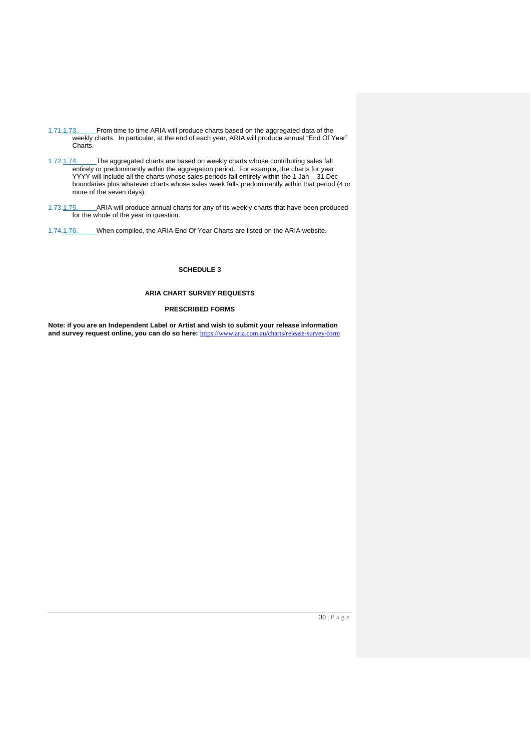1.71.1.73. From time to time ARIA will produce charts based on the aggregated data of the weekly charts. In particular, at the end of each year, ARIA will produce annual "End Of Year" Charts.

1.72.1.74. The aggregated charts are based on weekly charts whose contributing sales fall entirely or predominantly within the aggregation period. For example, the charts for year YYYY will include all the charts whose sales periods fall entirely within the 1 Jan – 31 Dec boundaries plus whatever charts whose sales week falls predominantly within that period (4 or more of the seven days).

1.73.1.75. ARIA will produce annual charts for any of its weekly charts that have been produced for the whole of the year in question.

1.74.1.76. When compiled, the ARIA End Of Year Charts are listed on the ARIA website.

## SCHEDULE 3

### ARIA CHART SURVEY REQUESTS

### PRESCRIBED FORMS

**Note: if you are an Independent Label or Artist and wish to submit your release information and survey request online, you can do so here:** https://www.aria.com.au/charts/release-survey-form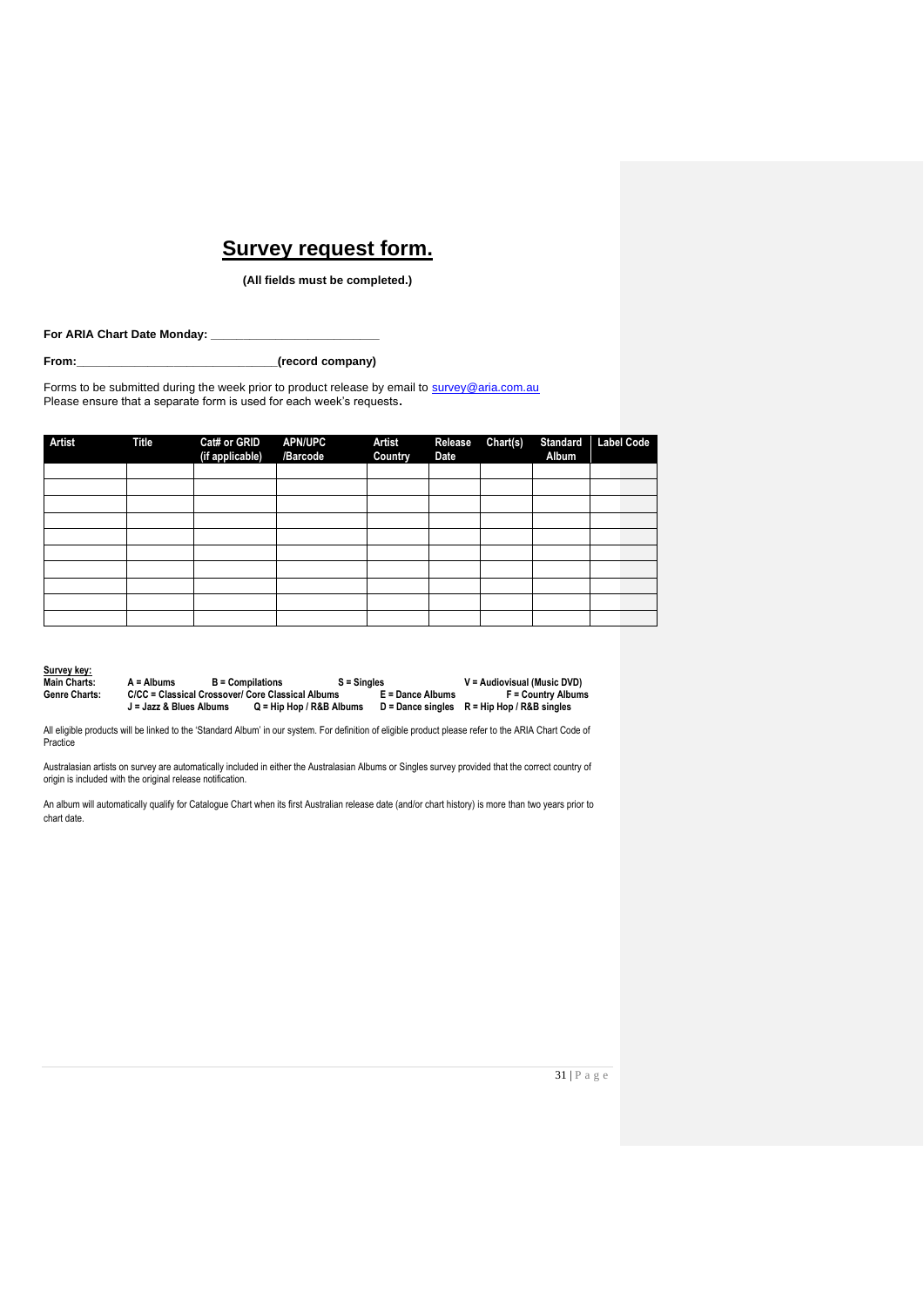# Survey request form.

**(All fields must be completed.)**

**For ARIA Chart Date Monday: \_\_\_\_\_\_\_\_\_\_\_\_\_\_\_\_\_\_\_\_\_\_\_\_\_\_**

**From:\_\_\_\_\_\_\_\_\_\_\_\_\_\_\_\_\_\_\_\_\_\_\_\_\_\_\_\_\_\_(record company)**

Forms to be submitted during the week prior to product release by email to survey@aria.com.au
Please ensure that a separate form is used for each week's requests.

| Artist | Title | Cat# or GRID (if applicable) | APN/UPC /Barcode | Artist Country | Release Date | Chart(s) | Standard Album | Label Code |
|---|---|---|---|---|---|---|---|---|
| | | | | | | | | |
| | | | | | | | | |
| | | | | | | | | |
| | | | | | | | | |
| | | | | | | | | |
| | | | | | | | | |
| | | | | | | | | |
| | | | | | | | | |
| | | | | | | | | |
| | | | | | | | | |

**Survey key:**

**Main Charts:** A = Albums B = Compilations S = Singles V = Audiovisual (Music DVD)

**Genre Charts:** C/CC = Classical Crossover/ Core Classical Albums E = Dance Albums F = Country Albums
J = Jazz & Blues Albums Q = Hip Hop / R&B Albums D = Dance singles R = Hip Hop / R&B singles

All eligible products will be linked to the 'Standard Album' in our system. For definition of eligible product please refer to the ARIA Chart Code of Practice

Australasian artists on survey are automatically included in either the Australasian Albums or Singles survey provided that the correct country of origin is included with the original release notification.

An album will automatically qualify for Catalogue Chart when its first Australian release date (and/or chart history) is more than two years prior to chart date.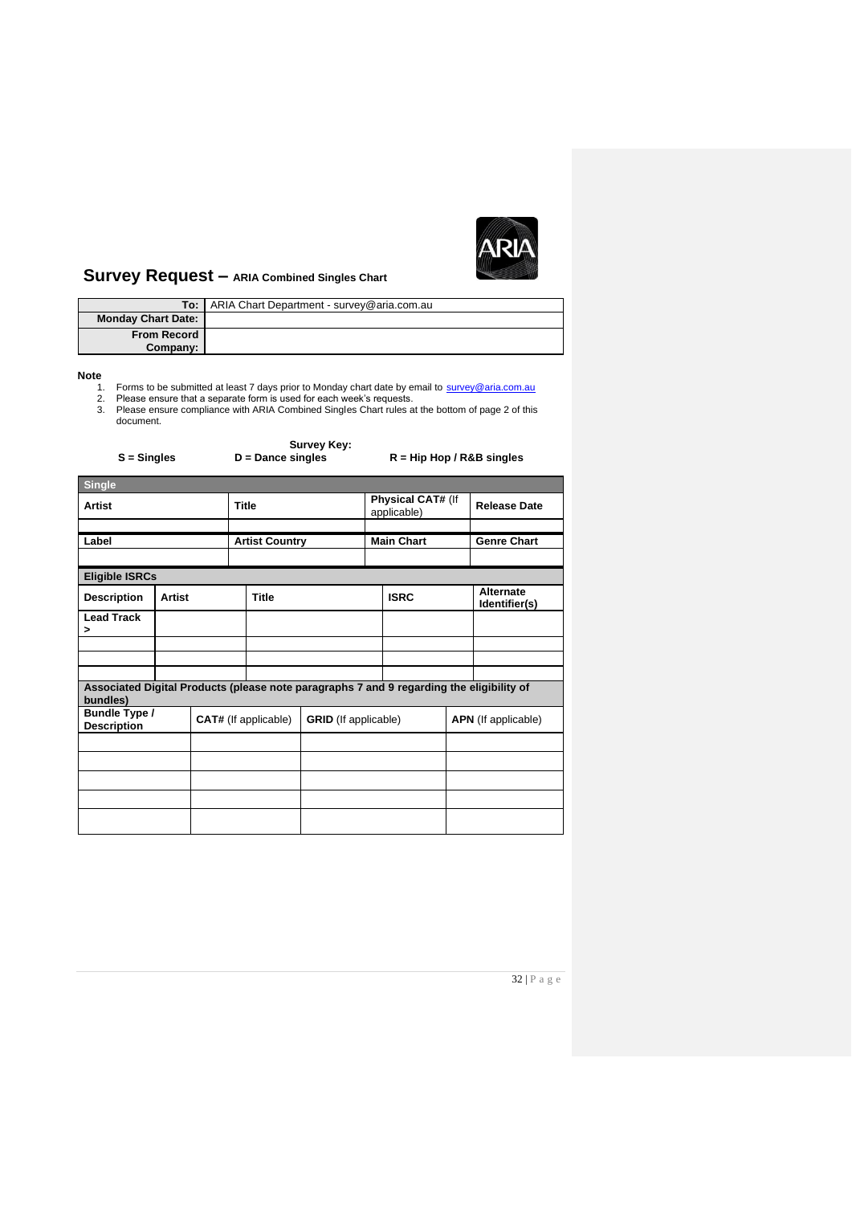# Survey Request – ARIA Combined Singles Chart

| | |
|---|---|
| **To:** | ARIA Chart Department - survey@aria.com.au |
| **Monday Chart Date:** | |
| **From Record Company:** | |

**Note**

1. Forms to be submitted at least 7 days prior to Monday chart date by email to survey@aria.com.au
2. Please ensure that a separate form is used for each week's requests.
3. Please ensure compliance with ARIA Combined Singles Chart rules at the bottom of page 2 of this document.

**Survey Key:**

**S = Singles** **D = Dance singles** **R = Hip Hop / R&B singles**

| **Single** | | | |
|---|---|---|---|
| **Artist** | **Title** | **Physical CAT#** (If applicable) | **Release Date** |
| | | | |
| **Label** | **Artist Country** | **Main Chart** | **Genre Chart** |
| | | | |

| **Eligible ISRCs** | | | | |
|---|---|---|---|---|
| **Description** | **Artist** | **Title** | **ISRC** | **Alternate Identifier(s)** |
| **Lead Track >** | | | | |
| | | | | |
| | | | | |
| | | | | |

| **Associated Digital Products (please note paragraphs 7 and 9 regarding the eligibility of bundles)** | | | |
|---|---|---|---|
| **Bundle Type / Description** | **CAT#** (If applicable) | **GRID** (If applicable) | **APN** (If applicable) |
| | | | |
| | | | |
| | | | |
| | | | |
| | | | |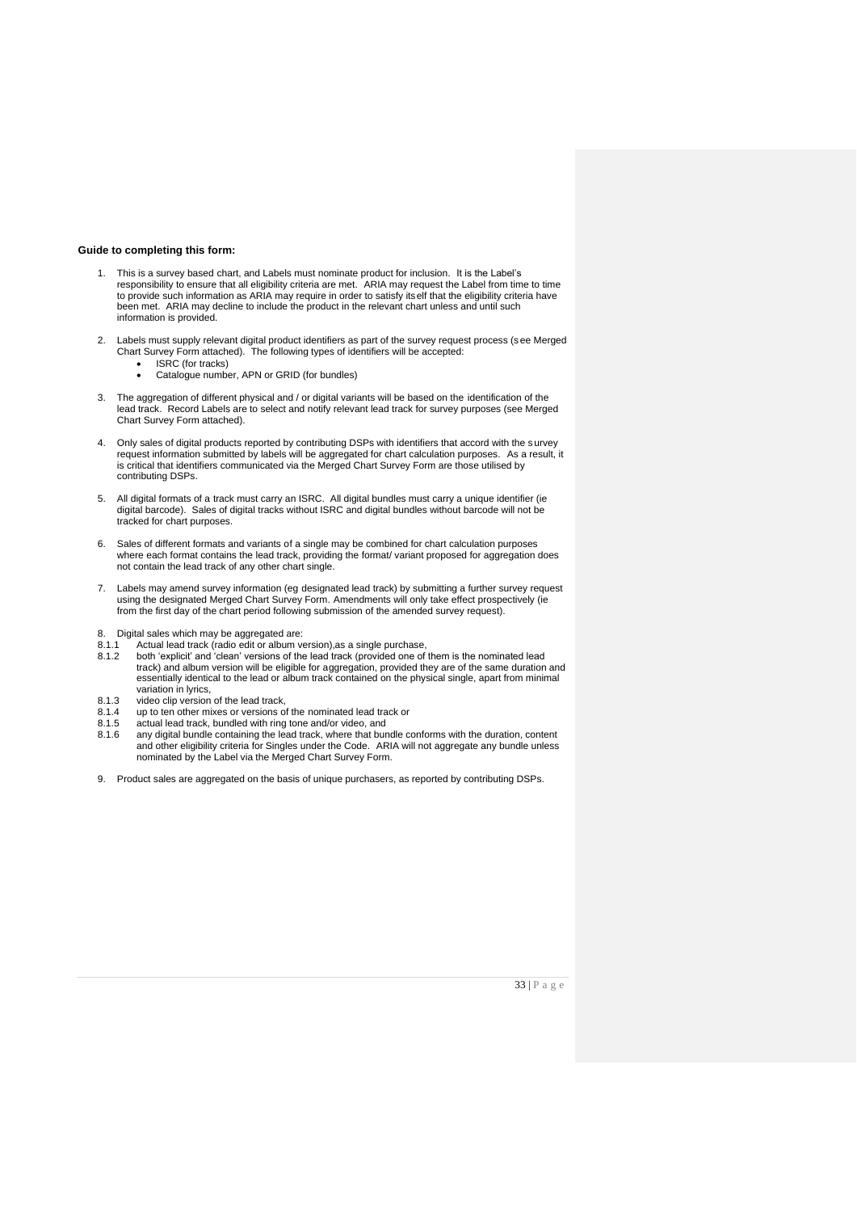**Guide to completing this form:**

1. This is a survey based chart, and Labels must nominate product for inclusion. It is the Label's responsibility to ensure that all eligibility criteria are met. ARIA may request the Label from time to time to provide such information as ARIA may require in order to satisfy itself that the eligibility criteria have been met. ARIA may decline to include the product in the relevant chart unless and until such information is provided.

2. Labels must supply relevant digital product identifiers as part of the survey request process (see Merged Chart Survey Form attached). The following types of identifiers will be accepted:
   - ISRC (for tracks)
   - Catalogue number, APN or GRID (for bundles)

3. The aggregation of different physical and / or digital variants will be based on the identification of the lead track. Record Labels are to select and notify relevant lead track for survey purposes (see Merged Chart Survey Form attached).

4. Only sales of digital products reported by contributing DSPs with identifiers that accord with the survey request information submitted by labels will be aggregated for chart calculation purposes. As a result, it is critical that identifiers communicated via the Merged Chart Survey Form are those utilised by contributing DSPs.

5. All digital formats of a track must carry an ISRC. All digital bundles must carry a unique identifier (ie digital barcode). Sales of digital tracks without ISRC and digital bundles without barcode will not be tracked for chart purposes.

6. Sales of different formats and variants of a single may be combined for chart calculation purposes where each format contains the lead track, providing the format/ variant proposed for aggregation does not contain the lead track of any other chart single.

7. Labels may amend survey information (eg designated lead track) by submitting a further survey request using the designated Merged Chart Survey Form. Amendments will only take effect prospectively (ie from the first day of the chart period following submission of the amended survey request).

8. Digital sales which may be aggregated are:

8.1.1 Actual lead track (radio edit or album version),as a single purchase,

8.1.2 both 'explicit' and 'clean' versions of the lead track (provided one of them is the nominated lead track) and album version will be eligible for aggregation, provided they are of the same duration and essentially identical to the lead or album track contained on the physical single, apart from minimal variation in lyrics,

8.1.3 video clip version of the lead track,

8.1.4 up to ten other mixes or versions of the nominated lead track or

8.1.5 actual lead track, bundled with ring tone and/or video, and

8.1.6 any digital bundle containing the lead track, where that bundle conforms with the duration, content and other eligibility criteria for Singles under the Code. ARIA will not aggregate any bundle unless nominated by the Label via the Merged Chart Survey Form.

9. Product sales are aggregated on the basis of unique purchasers, as reported by contributing DSPs.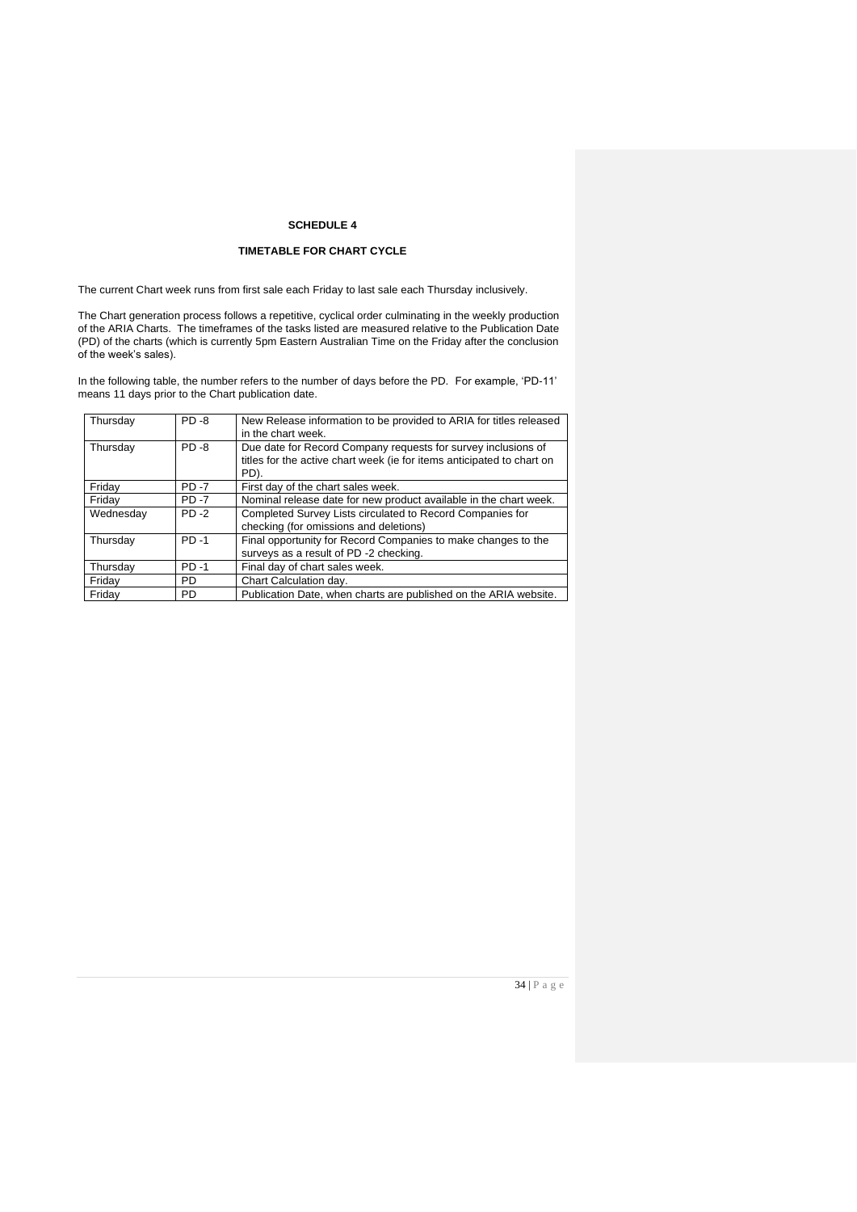# SCHEDULE 4

## TIMETABLE FOR CHART CYCLE

The current Chart week runs from first sale each Friday to last sale each Thursday inclusively.

The Chart generation process follows a repetitive, cyclical order culminating in the weekly production of the ARIA Charts. The timeframes of the tasks listed are measured relative to the Publication Date (PD) of the charts (which is currently 5pm Eastern Australian Time on the Friday after the conclusion of the week's sales).

In the following table, the number refers to the number of days before the PD. For example, 'PD-11' means 11 days prior to the Chart publication date.

| | | |
|---|---|---|
| Thursday | PD -8 | New Release information to be provided to ARIA for titles released in the chart week. |
| Thursday | PD -8 | Due date for Record Company requests for survey inclusions of titles for the active chart week (ie for items anticipated to chart on PD). |
| Friday | PD -7 | First day of the chart sales week. |
| Friday | PD -7 | Nominal release date for new product available in the chart week. |
| Wednesday | PD -2 | Completed Survey Lists circulated to Record Companies for checking (for omissions and deletions) |
| Thursday | PD -1 | Final opportunity for Record Companies to make changes to the surveys as a result of PD -2 checking. |
| Thursday | PD -1 | Final day of chart sales week. |
| Friday | PD | Chart Calculation day. |
| Friday | PD | Publication Date, when charts are published on the ARIA website. |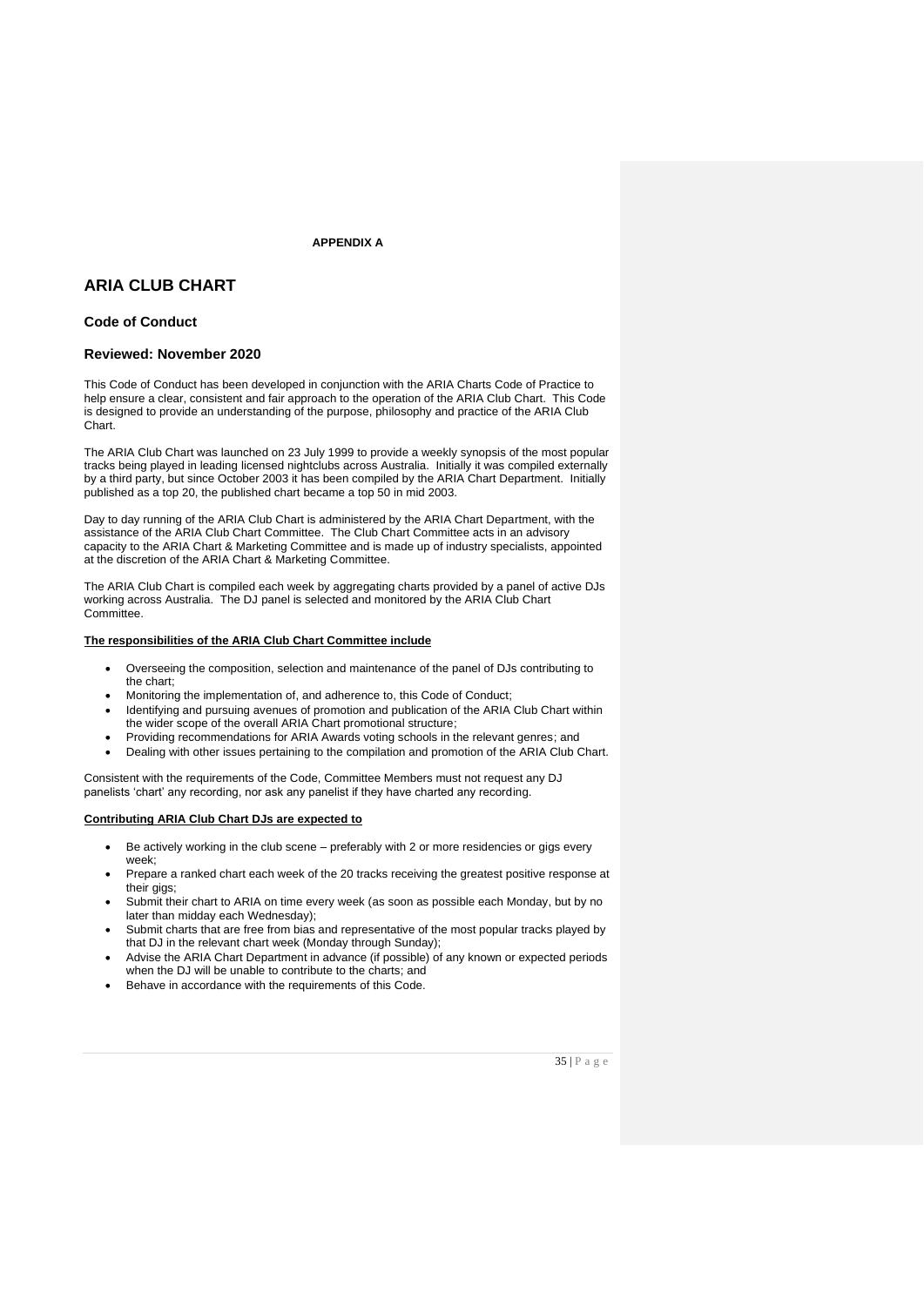**APPENDIX A**

# ARIA CLUB CHART

## Code of Conduct

## Reviewed: November 2020

This Code of Conduct has been developed in conjunction with the ARIA Charts Code of Practice to help ensure a clear, consistent and fair approach to the operation of the ARIA Club Chart. This Code is designed to provide an understanding of the purpose, philosophy and practice of the ARIA Club Chart.

The ARIA Club Chart was launched on 23 July 1999 to provide a weekly synopsis of the most popular tracks being played in leading licensed nightclubs across Australia. Initially it was compiled externally by a third party, but since October 2003 it has been compiled by the ARIA Chart Department. Initially published as a top 20, the published chart became a top 50 in mid 2003.

Day to day running of the ARIA Club Chart is administered by the ARIA Chart Department, with the assistance of the ARIA Club Chart Committee. The Club Chart Committee acts in an advisory capacity to the ARIA Chart & Marketing Committee and is made up of industry specialists, appointed at the discretion of the ARIA Chart & Marketing Committee.

The ARIA Club Chart is compiled each week by aggregating charts provided by a panel of active DJs working across Australia. The DJ panel is selected and monitored by the ARIA Club Chart Committee.

**The responsibilities of the ARIA Club Chart Committee include**

- Overseeing the composition, selection and maintenance of the panel of DJs contributing to the chart;
- Monitoring the implementation of, and adherence to, this Code of Conduct;
- Identifying and pursuing avenues of promotion and publication of the ARIA Club Chart within the wider scope of the overall ARIA Chart promotional structure;
- Providing recommendations for ARIA Awards voting schools in the relevant genres; and
- Dealing with other issues pertaining to the compilation and promotion of the ARIA Club Chart.

Consistent with the requirements of the Code, Committee Members must not request any DJ panelists 'chart' any recording, nor ask any panelist if they have charted any recording.

**Contributing ARIA Club Chart DJs are expected to**

- Be actively working in the club scene – preferably with 2 or more residencies or gigs every week;
- Prepare a ranked chart each week of the 20 tracks receiving the greatest positive response at their gigs;
- Submit their chart to ARIA on time every week (as soon as possible each Monday, but by no later than midday each Wednesday);
- Submit charts that are free from bias and representative of the most popular tracks played by that DJ in the relevant chart week (Monday through Sunday);
- Advise the ARIA Chart Department in advance (if possible) of any known or expected periods when the DJ will be unable to contribute to the charts; and
- Behave in accordance with the requirements of this Code.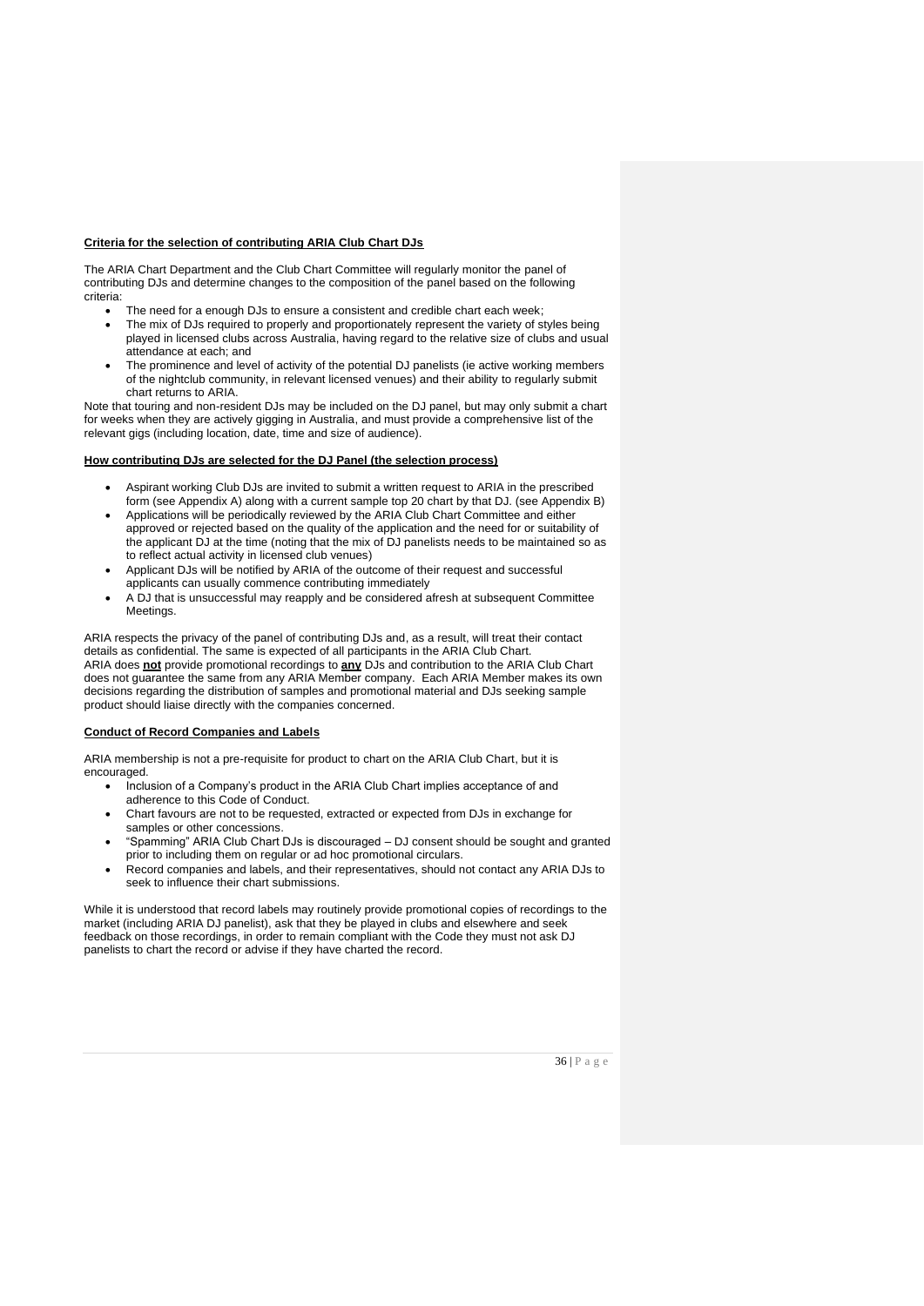**Criteria for the selection of contributing ARIA Club Chart DJs**

The ARIA Chart Department and the Club Chart Committee will regularly monitor the panel of contributing DJs and determine changes to the composition of the panel based on the following criteria:

- The need for a enough DJs to ensure a consistent and credible chart each week;
- The mix of DJs required to properly and proportionately represent the variety of styles being played in licensed clubs across Australia, having regard to the relative size of clubs and usual attendance at each; and
- The prominence and level of activity of the potential DJ panelists (ie active working members of the nightclub community, in relevant licensed venues) and their ability to regularly submit chart returns to ARIA.

Note that touring and non-resident DJs may be included on the DJ panel, but may only submit a chart for weeks when they are actively gigging in Australia, and must provide a comprehensive list of the relevant gigs (including location, date, time and size of audience).

**How contributing DJs are selected for the DJ Panel (the selection process)**

- Aspirant working Club DJs are invited to submit a written request to ARIA in the prescribed form (see Appendix A) along with a current sample top 20 chart by that DJ. (see Appendix B)
- Applications will be periodically reviewed by the ARIA Club Chart Committee and either approved or rejected based on the quality of the application and the need for or suitability of the applicant DJ at the time (noting that the mix of DJ panelists needs to be maintained so as to reflect actual activity in licensed club venues)
- Applicant DJs will be notified by ARIA of the outcome of their request and successful applicants can usually commence contributing immediately
- A DJ that is unsuccessful may reapply and be considered afresh at subsequent Committee Meetings.

ARIA respects the privacy of the panel of contributing DJs and, as a result, will treat their contact details as confidential. The same is expected of all participants in the ARIA Club Chart.
ARIA does **not** provide promotional recordings to **any** DJs and contribution to the ARIA Club Chart does not guarantee the same from any ARIA Member company. Each ARIA Member makes its own decisions regarding the distribution of samples and promotional material and DJs seeking sample product should liaise directly with the companies concerned.

**Conduct of Record Companies and Labels**

ARIA membership is not a pre-requisite for product to chart on the ARIA Club Chart, but it is encouraged.

- Inclusion of a Company's product in the ARIA Club Chart implies acceptance of and adherence to this Code of Conduct.
- Chart favours are not to be requested, extracted or expected from DJs in exchange for samples or other concessions.
- "Spamming" ARIA Club Chart DJs is discouraged – DJ consent should be sought and granted prior to including them on regular or ad hoc promotional circulars.
- Record companies and labels, and their representatives, should not contact any ARIA DJs to seek to influence their chart submissions.

While it is understood that record labels may routinely provide promotional copies of recordings to the market (including ARIA DJ panelist), ask that they be played in clubs and elsewhere and seek feedback on those recordings, in order to remain compliant with the Code they must not ask DJ panelists to chart the record or advise if they have charted the record.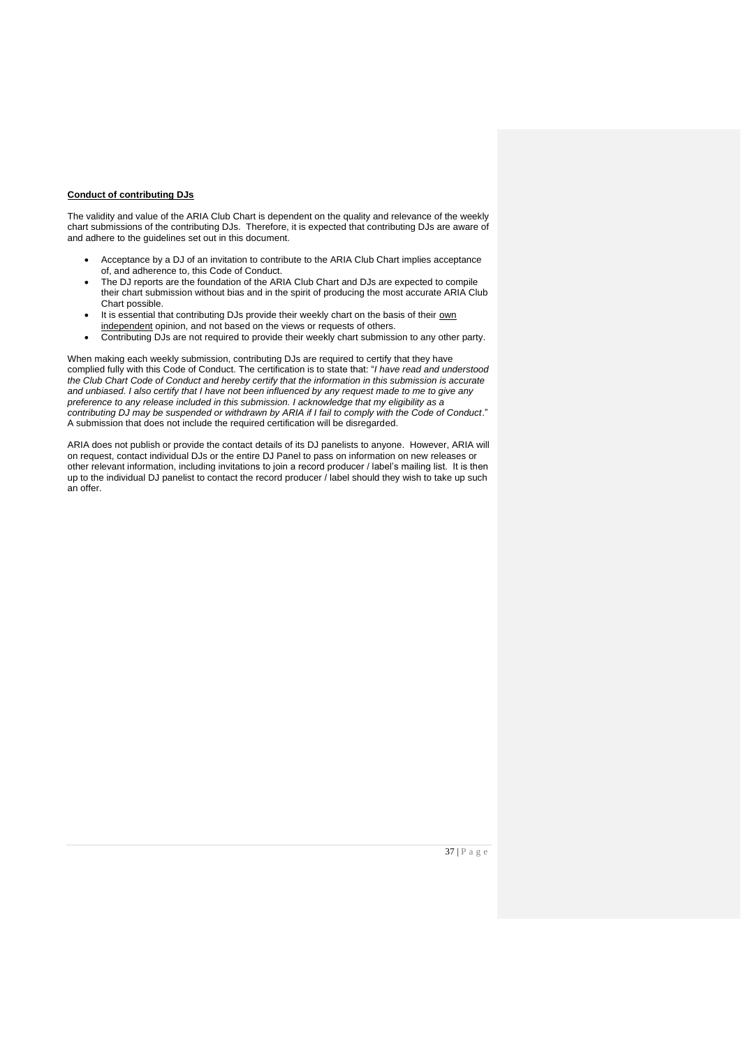**Conduct of contributing DJs**

The validity and value of the ARIA Club Chart is dependent on the quality and relevance of the weekly chart submissions of the contributing DJs. Therefore, it is expected that contributing DJs are aware of and adhere to the guidelines set out in this document.

- Acceptance by a DJ of an invitation to contribute to the ARIA Club Chart implies acceptance of, and adherence to, this Code of Conduct.
- The DJ reports are the foundation of the ARIA Club Chart and DJs are expected to compile their chart submission without bias and in the spirit of producing the most accurate ARIA Club Chart possible.
- It is essential that contributing DJs provide their weekly chart on the basis of their <u>own independent</u> opinion, and not based on the views or requests of others.
- Contributing DJs are not required to provide their weekly chart submission to any other party.

When making each weekly submission, contributing DJs are required to certify that they have complied fully with this Code of Conduct. The certification is to state that: "*I have read and understood the Club Chart Code of Conduct and hereby certify that the information in this submission is accurate and unbiased. I also certify that I have not been influenced by any request made to me to give any preference to any release included in this submission. I acknowledge that my eligibility as a contributing DJ may be suspended or withdrawn by ARIA if I fail to comply with the Code of Conduct*." A submission that does not include the required certification will be disregarded.

ARIA does not publish or provide the contact details of its DJ panelists to anyone. However, ARIA will on request, contact individual DJs or the entire DJ Panel to pass on information on new releases or other relevant information, including invitations to join a record producer / label's mailing list. It is then up to the individual DJ panelist to contact the record producer / label should they wish to take up such an offer.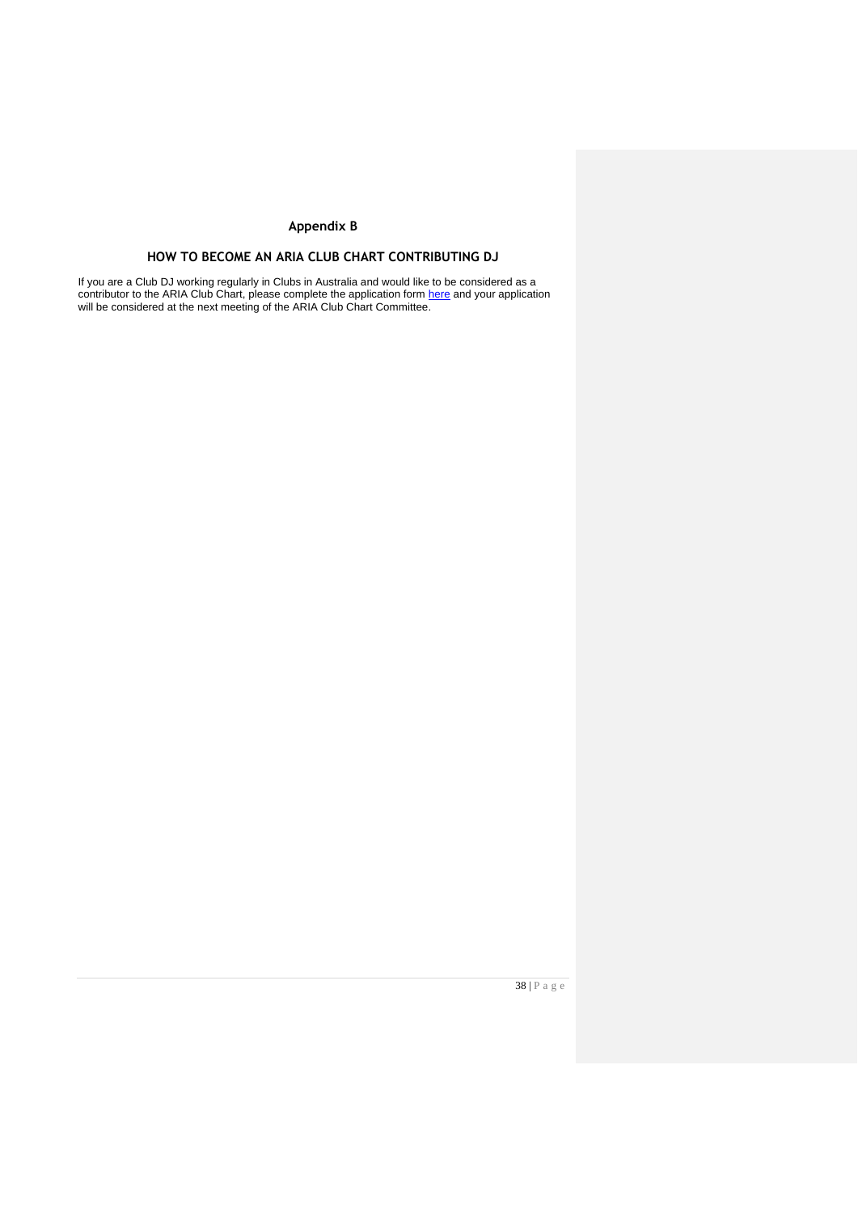## Appendix B

### HOW TO BECOME AN ARIA CLUB CHART CONTRIBUTING DJ

If you are a Club DJ working regularly in Clubs in Australia and would like to be considered as a contributor to the ARIA Club Chart, please complete the application form here and your application will be considered at the next meeting of the ARIA Club Chart Committee.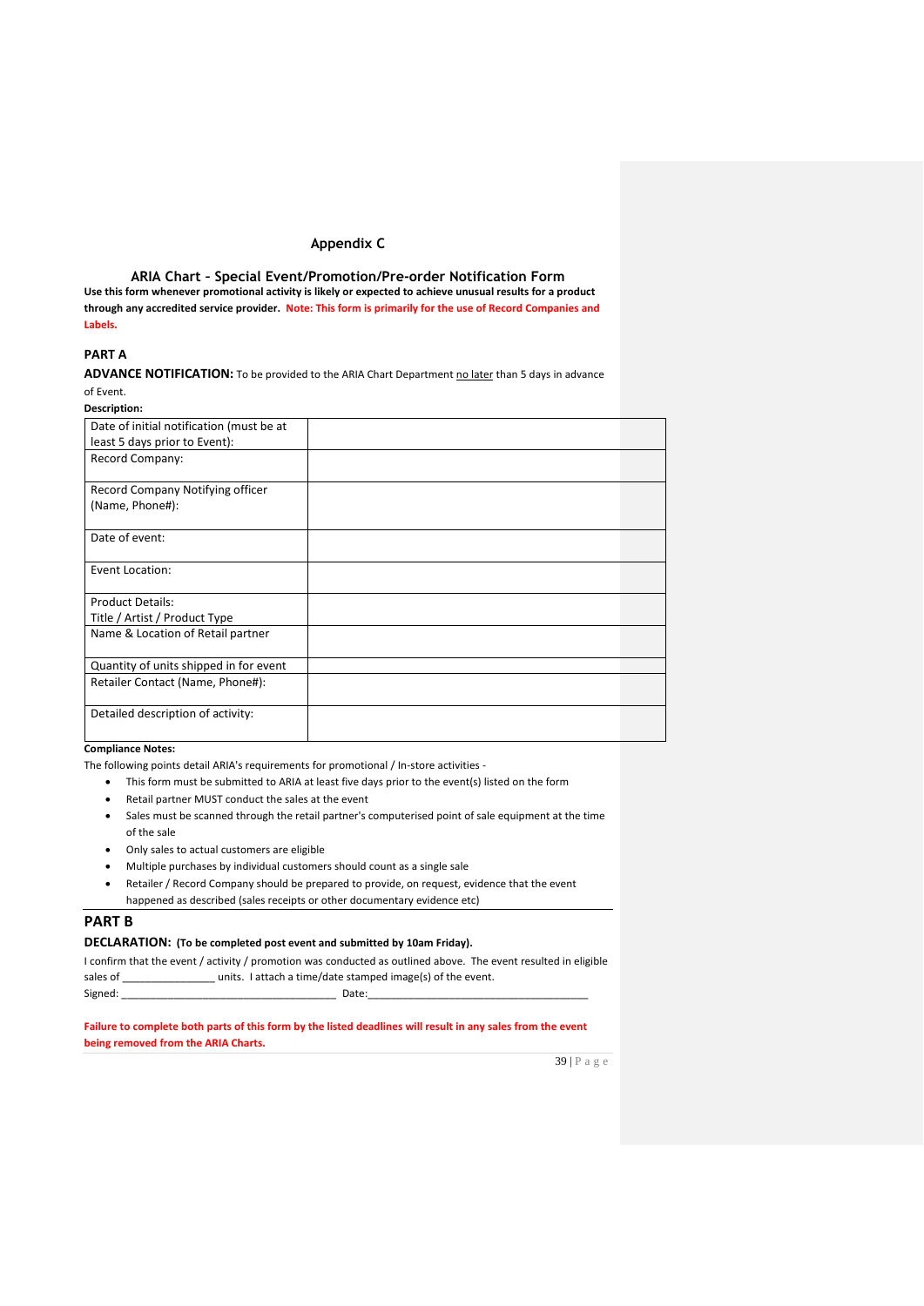# Appendix C

## ARIA Chart - Special Event/Promotion/Pre-order Notification Form

**Use this form whenever promotional activity is likely or expected to achieve unusual results for a product through any accredited service provider. Note: This form is primarily for the use of Record Companies and Labels.**

### PART A

**ADVANCE NOTIFICATION:** To be provided to the ARIA Chart Department no later than 5 days in advance of Event.

**Description:**

| | |
|---|---|
| Date of initial notification (must be at least 5 days prior to Event): | |
| Record Company: | |
| Record Company Notifying officer (Name, Phone#): | |
| Date of event: | |
| Event Location: | |
| Product Details: Title / Artist / Product Type | |
| Name & Location of Retail partner | |
| Quantity of units shipped in for event | |
| Retailer Contact (Name, Phone#): | |
| Detailed description of activity: | |

**Compliance Notes:**

The following points detail ARIA's requirements for promotional / In-store activities -

- This form must be submitted to ARIA at least five days prior to the event(s) listed on the form
- Retail partner MUST conduct the sales at the event
- Sales must be scanned through the retail partner's computerised point of sale equipment at the time of the sale
- Only sales to actual customers are eligible
- Multiple purchases by individual customers should count as a single sale
- Retailer / Record Company should be prepared to provide, on request, evidence that the event happened as described (sales receipts or other documentary evidence etc)

### PART B

**DECLARATION: (To be completed post event and submitted by 10am Friday).**

I confirm that the event / activity / promotion was conducted as outlined above. The event resulted in eligible sales of ________________ units. I attach a time/date stamped image(s) of the event.

Signed: ____________________________________ Date:_____________________________________

**Failure to complete both parts of this form by the listed deadlines will result in any sales from the event being removed from the ARIA Charts.**